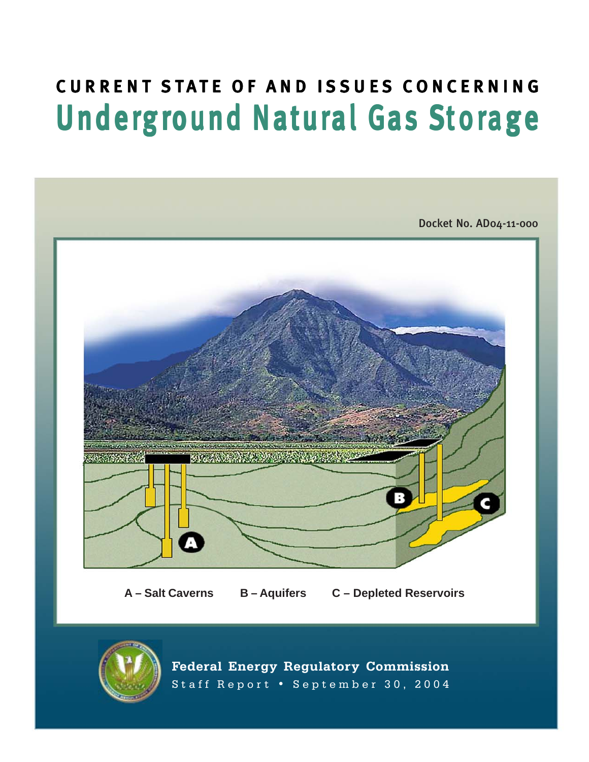# CURRENT STATE OF AND ISSUES CONCERNING

# Underground Natural Gas Storage

Docket No. AD04-11-000

A – Salt Caverns   B – Aquifers   C – Depleted Reservoirs

**Federal Energy Regulatory Commission**

Staff Report • September 30, 2004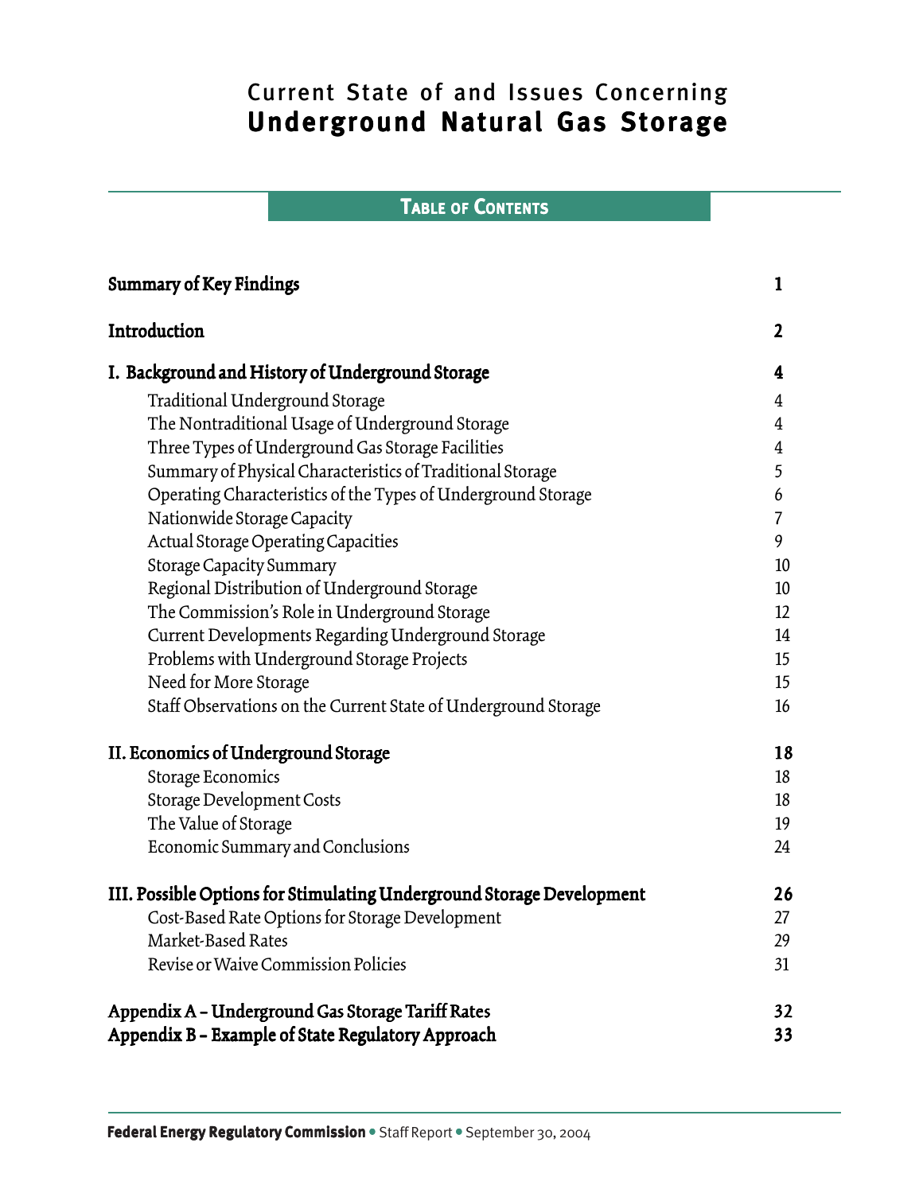# Current State of and Issues Concerning Underground Natural Gas Storage

## Table of Contents

| | |
|---|---|
| **Summary of Key Findings** | **1** |
| **Introduction** | **2** |
| **I. Background and History of Underground Storage** | **4** |
| Traditional Underground Storage | 4 |
| The Nontraditional Usage of Underground Storage | 4 |
| Three Types of Underground Gas Storage Facilities | 4 |
| Summary of Physical Characteristics of Traditional Storage | 5 |
| Operating Characteristics of the Types of Underground Storage | 6 |
| Nationwide Storage Capacity | 7 |
| Actual Storage Operating Capacities | 9 |
| Storage Capacity Summary | 10 |
| Regional Distribution of Underground Storage | 10 |
| The Commission's Role in Underground Storage | 12 |
| Current Developments Regarding Underground Storage | 14 |
| Problems with Underground Storage Projects | 15 |
| Need for More Storage | 15 |
| Staff Observations on the Current State of Underground Storage | 16 |
| **II. Economics of Underground Storage** | **18** |
| Storage Economics | 18 |
| Storage Development Costs | 18 |
| The Value of Storage | 19 |
| Economic Summary and Conclusions | 24 |
| **III. Possible Options for Stimulating Underground Storage Development** | **26** |
| Cost-Based Rate Options for Storage Development | 27 |
| Market-Based Rates | 29 |
| Revise or Waive Commission Policies | 31 |
| **Appendix A – Underground Gas Storage Tariff Rates** | **32** |
| **Appendix B – Example of State Regulatory Approach** | **33** |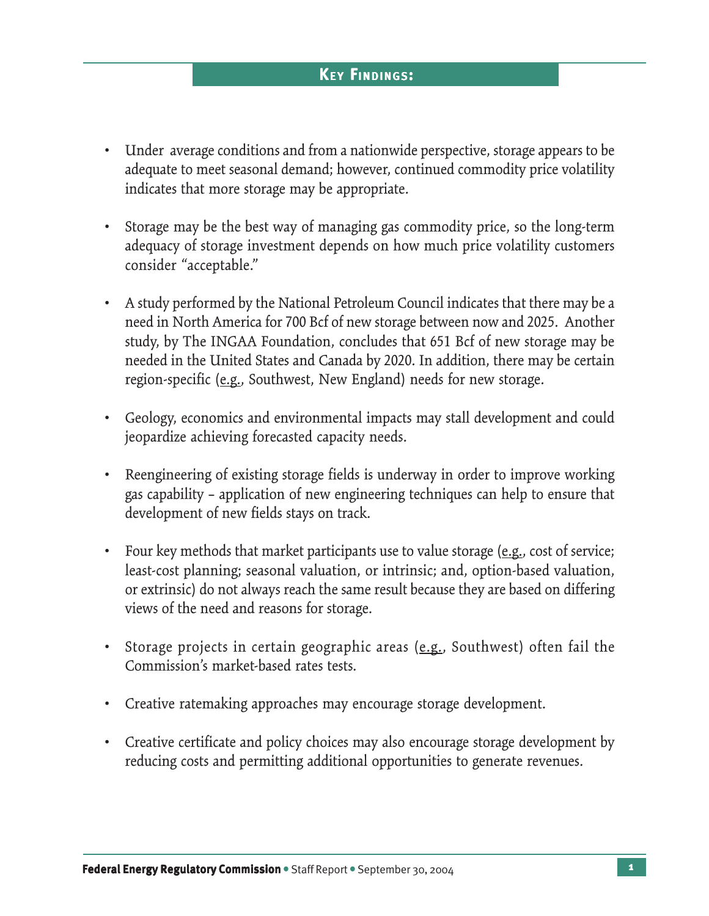## KEY FINDINGS:

- Under average conditions and from a nationwide perspective, storage appears to be adequate to meet seasonal demand; however, continued commodity price volatility indicates that more storage may be appropriate.

- Storage may be the best way of managing gas commodity price, so the long-term adequacy of storage investment depends on how much price volatility customers consider "acceptable."

- A study performed by the National Petroleum Council indicates that there may be a need in North America for 700 Bcf of new storage between now and 2025. Another study, by The INGAA Foundation, concludes that 651 Bcf of new storage may be needed in the United States and Canada by 2020. In addition, there may be certain region-specific (e.g., Southwest, New England) needs for new storage.

- Geology, economics and environmental impacts may stall development and could jeopardize achieving forecasted capacity needs.

- Reengineering of existing storage fields is underway in order to improve working gas capability – application of new engineering techniques can help to ensure that development of new fields stays on track.

- Four key methods that market participants use to value storage (e.g., cost of service; least-cost planning; seasonal valuation, or intrinsic; and, option-based valuation, or extrinsic) do not always reach the same result because they are based on differing views of the need and reasons for storage.

- Storage projects in certain geographic areas (e.g., Southwest) often fail the Commission's market-based rates tests.

- Creative ratemaking approaches may encourage storage development.

- Creative certificate and policy choices may also encourage storage development by reducing costs and permitting additional opportunities to generate revenues.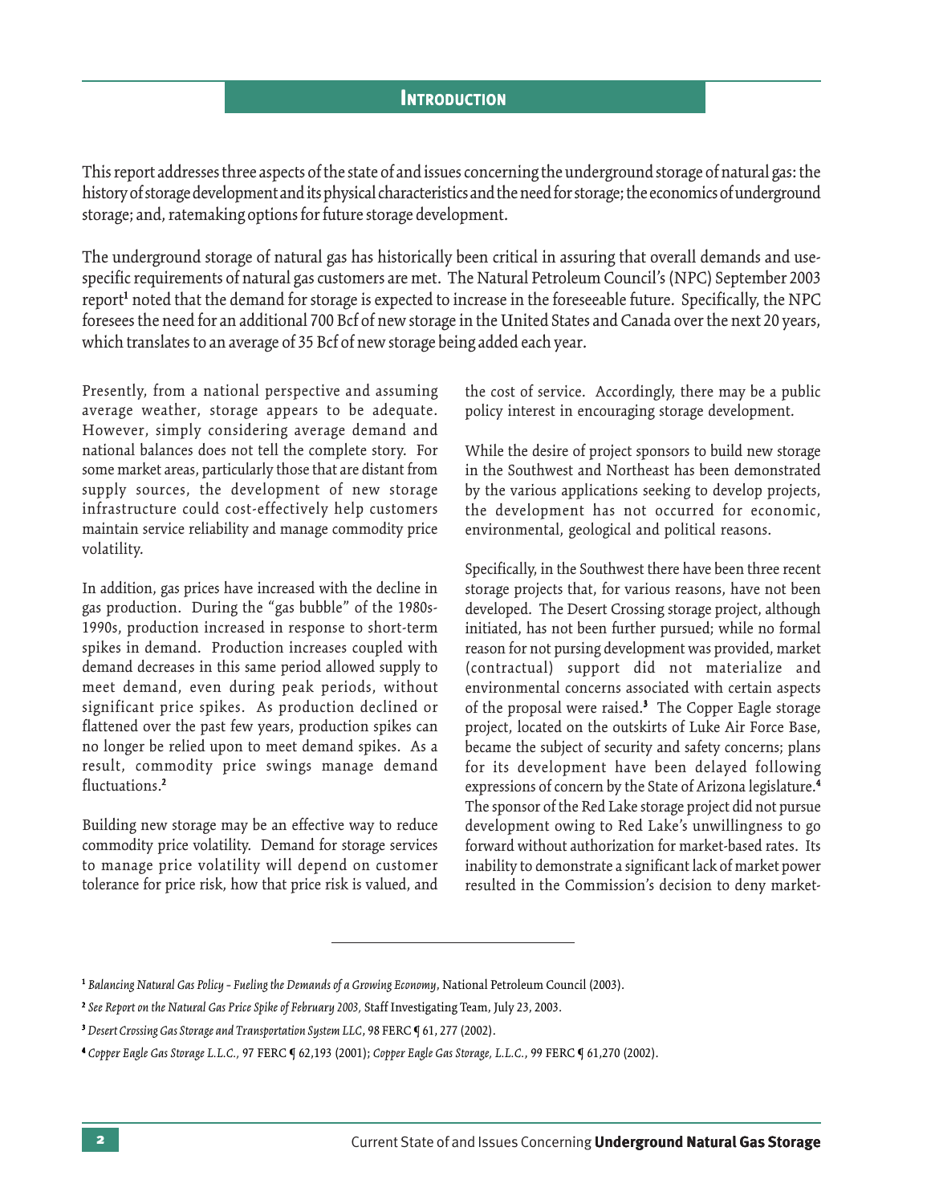# Introduction

This report addresses three aspects of the state of and issues concerning the underground storage of natural gas: the history of storage development and its physical characteristics and the need for storage; the economics of underground storage; and, ratemaking options for future storage development.

The underground storage of natural gas has historically been critical in assuring that overall demands and use-specific requirements of natural gas customers are met. The Natural Petroleum Council's (NPC) September 2003 report[1] noted that the demand for storage is expected to increase in the foreseeable future. Specifically, the NPC foresees the need for an additional 700 Bcf of new storage in the United States and Canada over the next 20 years, which translates to an average of 35 Bcf of new storage being added each year.

Presently, from a national perspective and assuming average weather, storage appears to be adequate. However, simply considering average demand and national balances does not tell the complete story. For some market areas, particularly those that are distant from supply sources, the development of new storage infrastructure could cost-effectively help customers maintain service reliability and manage commodity price volatility.

In addition, gas prices have increased with the decline in gas production. During the "gas bubble" of the 1980s-1990s, production increased in response to short-term spikes in demand. Production increases coupled with demand decreases in this same period allowed supply to meet demand, even during peak periods, without significant price spikes. As production declined or flattened over the past few years, production spikes can no longer be relied upon to meet demand spikes. As a result, commodity price swings manage demand fluctuations.[2]

Building new storage may be an effective way to reduce commodity price volatility. Demand for storage services to manage price volatility will depend on customer tolerance for price risk, how that price risk is valued, and the cost of service. Accordingly, there may be a public policy interest in encouraging storage development.

While the desire of project sponsors to build new storage in the Southwest and Northeast has been demonstrated by the various applications seeking to develop projects, the development has not occurred for economic, environmental, geological and political reasons.

Specifically, in the Southwest there have been three recent storage projects that, for various reasons, have not been developed. The Desert Crossing storage project, although initiated, has not been further pursued; while no formal reason for not pursing development was provided, market (contractual) support did not materialize and environmental concerns associated with certain aspects of the proposal were raised.[3] The Copper Eagle storage project, located on the outskirts of Luke Air Force Base, became the subject of security and safety concerns; plans for its development have been delayed following expressions of concern by the State of Arizona legislature.[4] The sponsor of the Red Lake storage project did not pursue development owing to Red Lake's unwillingness to go forward without authorization for market-based rates. Its inability to demonstrate a significant lack of market power resulted in the Commission's decision to deny market-

---

[1] *Balancing Natural Gas Policy – Fueling the Demands of a Growing Economy*, National Petroleum Council (2003).

[2] *See Report on the Natural Gas Price Spike of February 2003,* Staff Investigating Team, July 23, 2003.

[3] *Desert Crossing Gas Storage and Transportation System LLC*, 98 FERC ¶ 61, 277 (2002).

[4] *Copper Eagle Gas Storage L.L.C.,* 97 FERC ¶ 62,193 (2001); *Copper Eagle Gas Storage, L.L.C.*, 99 FERC ¶ 61,270 (2002).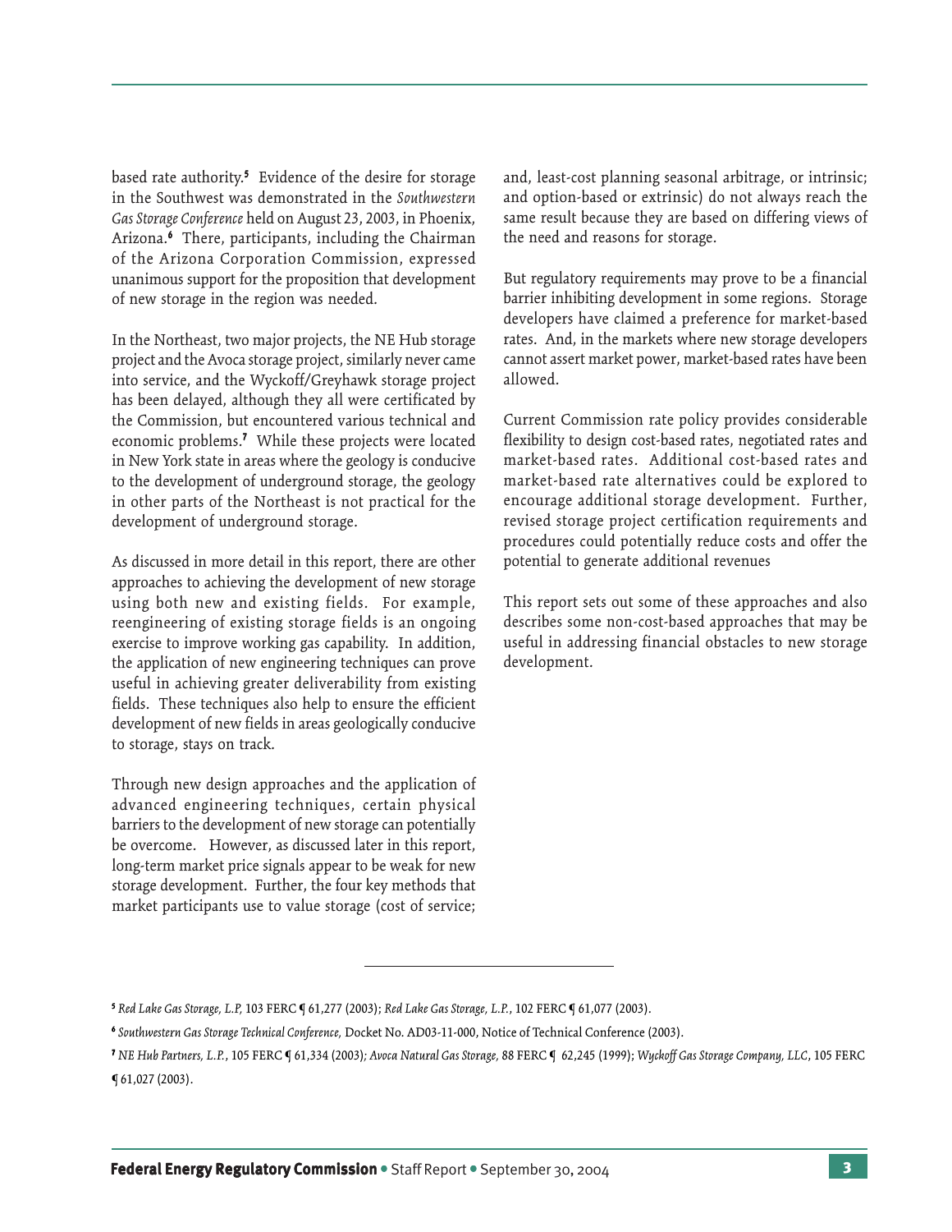based rate authority.[5] Evidence of the desire for storage in the Southwest was demonstrated in the *Southwestern Gas Storage Conference* held on August 23, 2003, in Phoenix, Arizona.[6] There, participants, including the Chairman of the Arizona Corporation Commission, expressed unanimous support for the proposition that development of new storage in the region was needed.

In the Northeast, two major projects, the NE Hub storage project and the Avoca storage project, similarly never came into service, and the Wyckoff/Greyhawk storage project has been delayed, although they all were certificated by the Commission, but encountered various technical and economic problems.[7] While these projects were located in New York state in areas where the geology is conducive to the development of underground storage, the geology in other parts of the Northeast is not practical for the development of underground storage.

As discussed in more detail in this report, there are other approaches to achieving the development of new storage using both new and existing fields. For example, reengineering of existing storage fields is an ongoing exercise to improve working gas capability. In addition, the application of new engineering techniques can prove useful in achieving greater deliverability from existing fields. These techniques also help to ensure the efficient development of new fields in areas geologically conducive to storage, stays on track.

Through new design approaches and the application of advanced engineering techniques, certain physical barriers to the development of new storage can potentially be overcome. However, as discussed later in this report, long-term market price signals appear to be weak for new storage development. Further, the four key methods that market participants use to value storage (cost of service; and, least-cost planning seasonal arbitrage, or intrinsic; and option-based or extrinsic) do not always reach the same result because they are based on differing views of the need and reasons for storage.

But regulatory requirements may prove to be a financial barrier inhibiting development in some regions. Storage developers have claimed a preference for market-based rates. And, in the markets where new storage developers cannot assert market power, market-based rates have been allowed.

Current Commission rate policy provides considerable flexibility to design cost-based rates, negotiated rates and market-based rates. Additional cost-based rates and market-based rate alternatives could be explored to encourage additional storage development. Further, revised storage project certification requirements and procedures could potentially reduce costs and offer the potential to generate additional revenues

This report sets out some of these approaches and also describes some non-cost-based approaches that may be useful in addressing financial obstacles to new storage development.

---

[5] *Red Lake Gas Storage, L.P,* 103 FERC ¶ 61,277 (2003); *Red Lake Gas Storage, L.P.*, 102 FERC ¶ 61,077 (2003).

[6] *Southwestern Gas Storage Technical Conference,* Docket No. AD03-11-000, Notice of Technical Conference (2003).

[7] *NE Hub Partners, L.P.*, 105 FERC ¶ 61,334 (2003); *Avoca Natural Gas Storage,* 88 FERC ¶ 62,245 (1999); *Wyckoff Gas Storage Company, LLC*, 105 FERC ¶ 61,027 (2003).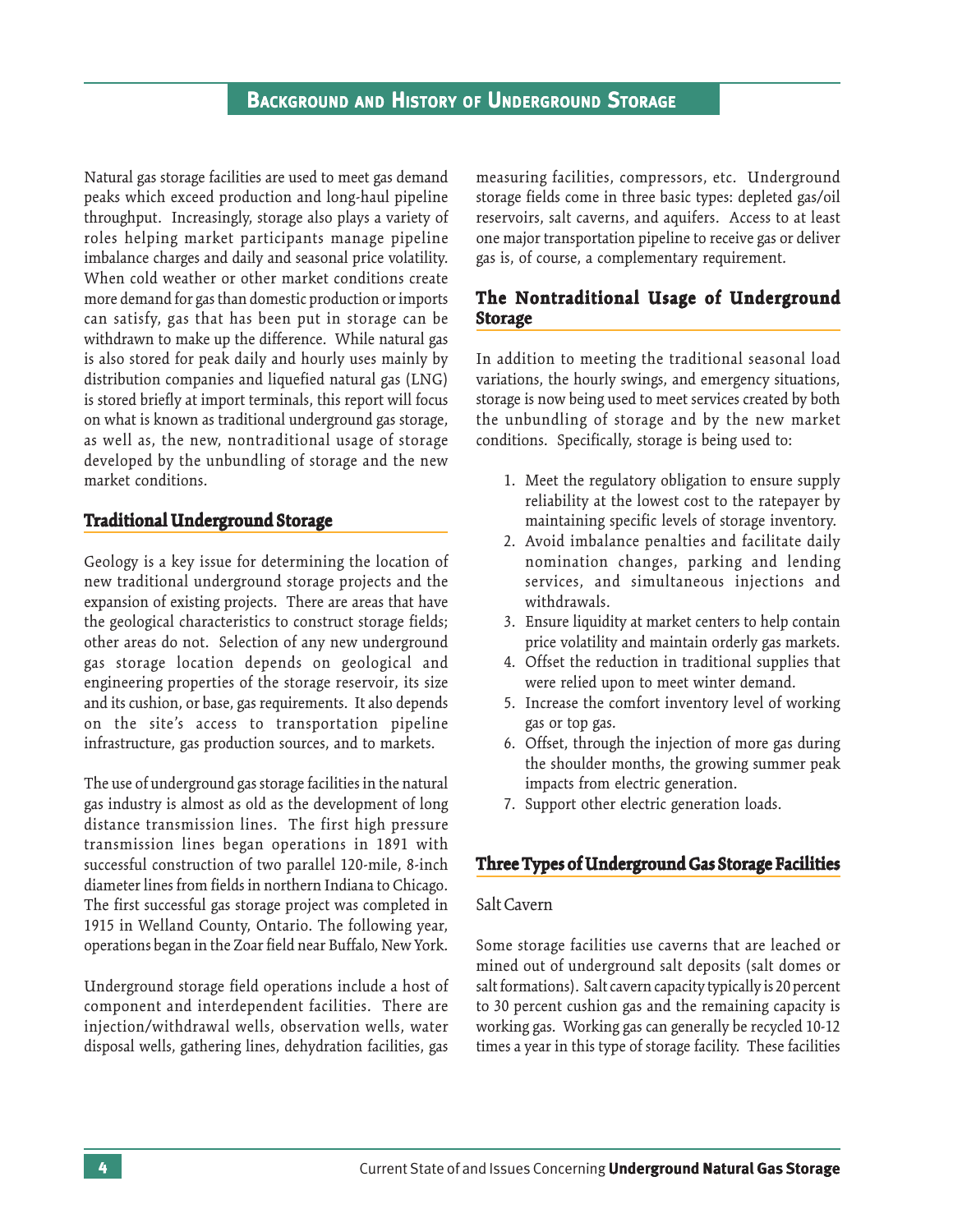# Background and History of Underground Storage

Natural gas storage facilities are used to meet gas demand peaks which exceed production and long-haul pipeline throughput. Increasingly, storage also plays a variety of roles helping market participants manage pipeline imbalance charges and daily and seasonal price volatility. When cold weather or other market conditions create more demand for gas than domestic production or imports can satisfy, gas that has been put in storage can be withdrawn to make up the difference. While natural gas is also stored for peak daily and hourly uses mainly by distribution companies and liquefied natural gas (LNG) is stored briefly at import terminals, this report will focus on what is known as traditional underground gas storage, as well as, the new, nontraditional usage of storage developed by the unbundling of storage and the new market conditions.

## Traditional Underground Storage

Geology is a key issue for determining the location of new traditional underground storage projects and the expansion of existing projects. There are areas that have the geological characteristics to construct storage fields; other areas do not. Selection of any new underground gas storage location depends on geological and engineering properties of the storage reservoir, its size and its cushion, or base, gas requirements. It also depends on the site's access to transportation pipeline infrastructure, gas production sources, and to markets.

The use of underground gas storage facilities in the natural gas industry is almost as old as the development of long distance transmission lines. The first high pressure transmission lines began operations in 1891 with successful construction of two parallel 120-mile, 8-inch diameter lines from fields in northern Indiana to Chicago. The first successful gas storage project was completed in 1915 in Welland County, Ontario. The following year, operations began in the Zoar field near Buffalo, New York.

Underground storage field operations include a host of component and interdependent facilities. There are injection/withdrawal wells, observation wells, water disposal wells, gathering lines, dehydration facilities, gas measuring facilities, compressors, etc. Underground storage fields come in three basic types: depleted gas/oil reservoirs, salt caverns, and aquifers. Access to at least one major transportation pipeline to receive gas or deliver gas is, of course, a complementary requirement.

## The Nontraditional Usage of Underground Storage

In addition to meeting the traditional seasonal load variations, the hourly swings, and emergency situations, storage is now being used to meet services created by both the unbundling of storage and by the new market conditions. Specifically, storage is being used to:

1. Meet the regulatory obligation to ensure supply reliability at the lowest cost to the ratepayer by maintaining specific levels of storage inventory.
2. Avoid imbalance penalties and facilitate daily nomination changes, parking and lending services, and simultaneous injections and withdrawals.
3. Ensure liquidity at market centers to help contain price volatility and maintain orderly gas markets.
4. Offset the reduction in traditional supplies that were relied upon to meet winter demand.
5. Increase the comfort inventory level of working gas or top gas.
6. Offset, through the injection of more gas during the shoulder months, the growing summer peak impacts from electric generation.
7. Support other electric generation loads.

## Three Types of Underground Gas Storage Facilities

### Salt Cavern

Some storage facilities use caverns that are leached or mined out of underground salt deposits (salt domes or salt formations). Salt cavern capacity typically is 20 percent to 30 percent cushion gas and the remaining capacity is working gas. Working gas can generally be recycled 10-12 times a year in this type of storage facility. These facilities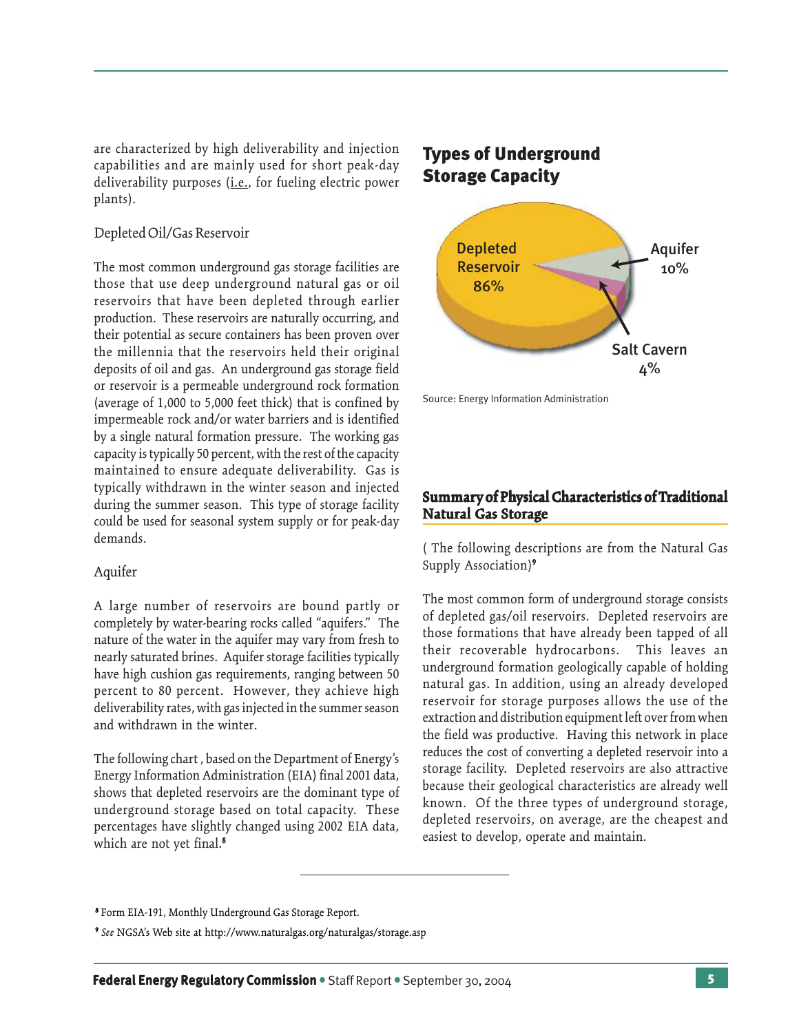are characterized by high deliverability and injection capabilities and are mainly used for short peak-day deliverability purposes (i.e., for fueling electric power plants).

Depleted Oil/Gas Reservoir

The most common underground gas storage facilities are those that use deep underground natural gas or oil reservoirs that have been depleted through earlier production. These reservoirs are naturally occurring, and their potential as secure containers has been proven over the millennia that the reservoirs held their original deposits of oil and gas. An underground gas storage field or reservoir is a permeable underground rock formation (average of 1,000 to 5,000 feet thick) that is confined by impermeable rock and/or water barriers and is identified by a single natural formation pressure. The working gas capacity is typically 50 percent, with the rest of the capacity maintained to ensure adequate deliverability. Gas is typically withdrawn in the winter season and injected during the summer season. This type of storage facility could be used for seasonal system supply or for peak-day demands.

Aquifer

A large number of reservoirs are bound partly or completely by water-bearing rocks called "aquifers." The nature of the water in the aquifer may vary from fresh to nearly saturated brines. Aquifer storage facilities typically have high cushion gas requirements, ranging between 50 percent to 80 percent. However, they achieve high deliverability rates, with gas injected in the summer season and withdrawn in the winter.

The following chart , based on the Department of Energy's Energy Information Administration (EIA) final 2001 data, shows that depleted reservoirs are the dominant type of underground storage based on total capacity. These percentages have slightly changed using 2002 EIA data, which are not yet final.[8]

## Types of Underground Storage Capacity

Depleted Reservoir 86%

Aquifer 10%

Salt Cavern 4%

Source: Energy Information Administration

## Summary of Physical Characteristics of Traditional Natural Gas Storage

( The following descriptions are from the Natural Gas Supply Association)[9]

The most common form of underground storage consists of depleted gas/oil reservoirs. Depleted reservoirs are those formations that have already been tapped of all their recoverable hydrocarbons. This leaves an underground formation geologically capable of holding natural gas. In addition, using an already developed reservoir for storage purposes allows the use of the extraction and distribution equipment left over from when the field was productive. Having this network in place reduces the cost of converting a depleted reservoir into a storage facility. Depleted reservoirs are also attractive because their geological characteristics are already well known. Of the three types of underground storage, depleted reservoirs, on average, are the cheapest and easiest to develop, operate and maintain.

---

[8] Form EIA-191, Monthly Underground Gas Storage Report.

[9] *See* NGSA's Web site at http://www.naturalgas.org/naturalgas/storage.asp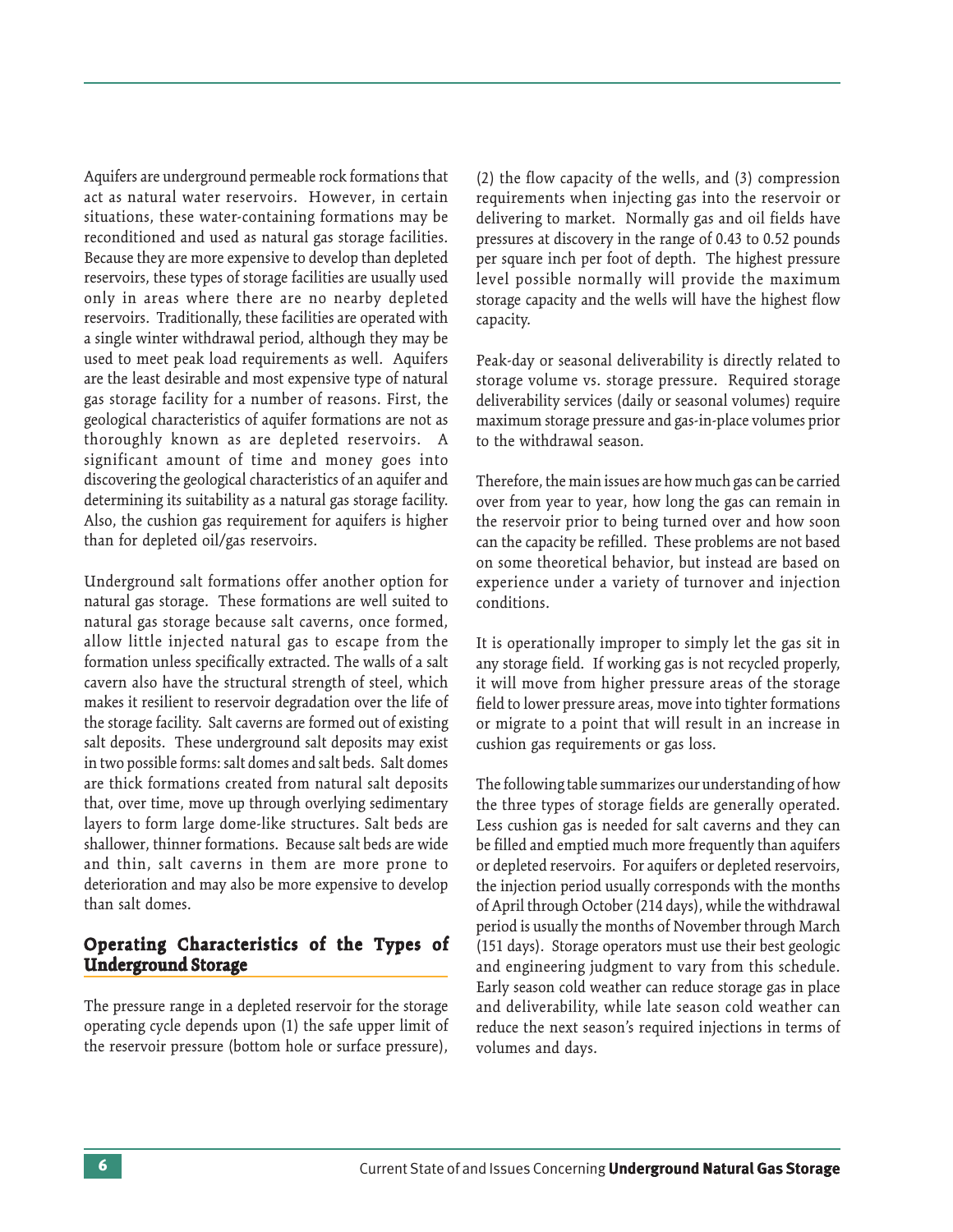Aquifers are underground permeable rock formations that act as natural water reservoirs. However, in certain situations, these water-containing formations may be reconditioned and used as natural gas storage facilities. Because they are more expensive to develop than depleted reservoirs, these types of storage facilities are usually used only in areas where there are no nearby depleted reservoirs. Traditionally, these facilities are operated with a single winter withdrawal period, although they may be used to meet peak load requirements as well. Aquifers are the least desirable and most expensive type of natural gas storage facility for a number of reasons. First, the geological characteristics of aquifer formations are not as thoroughly known as are depleted reservoirs. A significant amount of time and money goes into discovering the geological characteristics of an aquifer and determining its suitability as a natural gas storage facility. Also, the cushion gas requirement for aquifers is higher than for depleted oil/gas reservoirs.

Underground salt formations offer another option for natural gas storage. These formations are well suited to natural gas storage because salt caverns, once formed, allow little injected natural gas to escape from the formation unless specifically extracted. The walls of a salt cavern also have the structural strength of steel, which makes it resilient to reservoir degradation over the life of the storage facility. Salt caverns are formed out of existing salt deposits. These underground salt deposits may exist in two possible forms: salt domes and salt beds. Salt domes are thick formations created from natural salt deposits that, over time, move up through overlying sedimentary layers to form large dome-like structures. Salt beds are shallower, thinner formations. Because salt beds are wide and thin, salt caverns in them are more prone to deterioration and may also be more expensive to develop than salt domes.

## Operating Characteristics of the Types of Underground Storage

The pressure range in a depleted reservoir for the storage operating cycle depends upon (1) the safe upper limit of the reservoir pressure (bottom hole or surface pressure), (2) the flow capacity of the wells, and (3) compression requirements when injecting gas into the reservoir or delivering to market. Normally gas and oil fields have pressures at discovery in the range of 0.43 to 0.52 pounds per square inch per foot of depth. The highest pressure level possible normally will provide the maximum storage capacity and the wells will have the highest flow capacity.

Peak-day or seasonal deliverability is directly related to storage volume vs. storage pressure. Required storage deliverability services (daily or seasonal volumes) require maximum storage pressure and gas-in-place volumes prior to the withdrawal season.

Therefore, the main issues are how much gas can be carried over from year to year, how long the gas can remain in the reservoir prior to being turned over and how soon can the capacity be refilled. These problems are not based on some theoretical behavior, but instead are based on experience under a variety of turnover and injection conditions.

It is operationally improper to simply let the gas sit in any storage field. If working gas is not recycled properly, it will move from higher pressure areas of the storage field to lower pressure areas, move into tighter formations or migrate to a point that will result in an increase in cushion gas requirements or gas loss.

The following table summarizes our understanding of how the three types of storage fields are generally operated. Less cushion gas is needed for salt caverns and they can be filled and emptied much more frequently than aquifers or depleted reservoirs. For aquifers or depleted reservoirs, the injection period usually corresponds with the months of April through October (214 days), while the withdrawal period is usually the months of November through March (151 days). Storage operators must use their best geologic and engineering judgment to vary from this schedule. Early season cold weather can reduce storage gas in place and deliverability, while late season cold weather can reduce the next season's required injections in terms of volumes and days.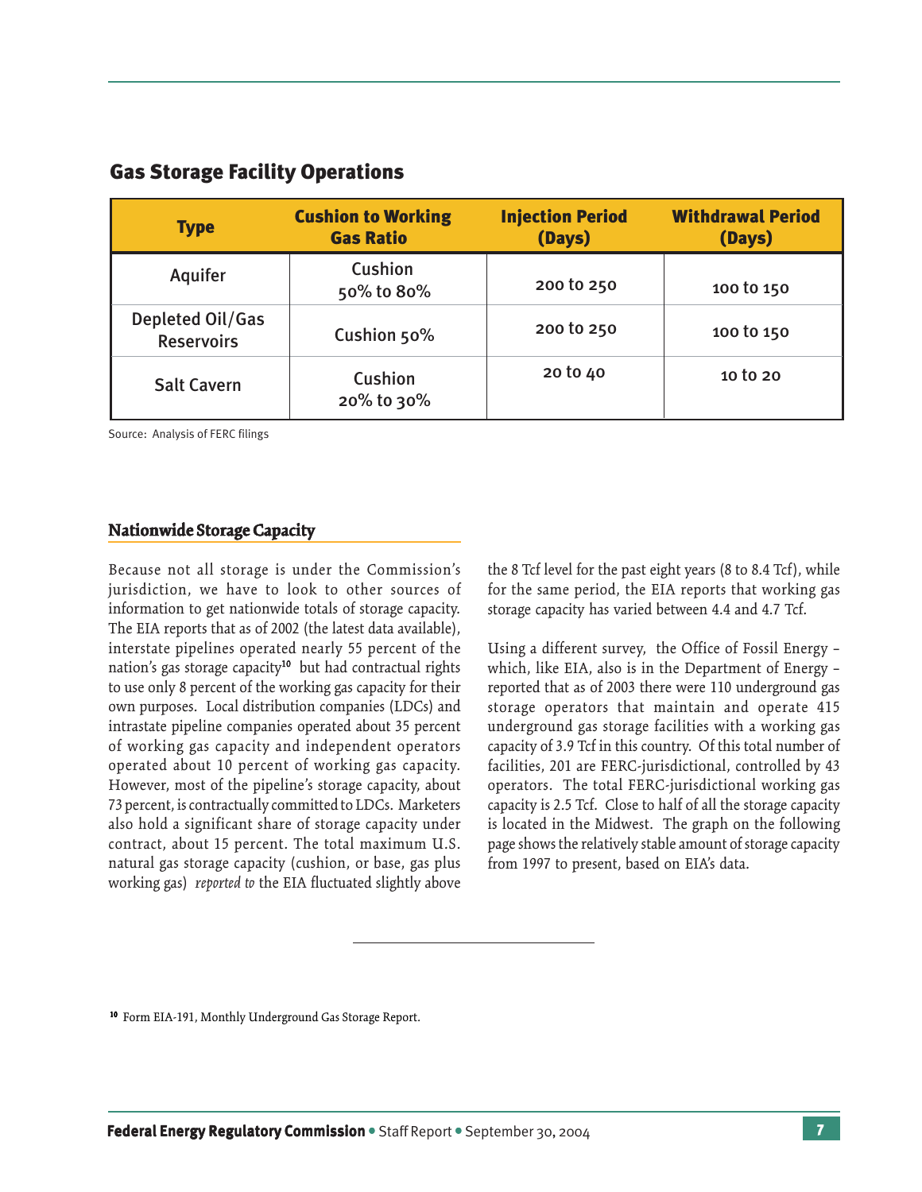## Gas Storage Facility Operations

| Type | Cushion to Working Gas Ratio | Injection Period (Days) | Withdrawal Period (Days) |
|---|---|---|---|
| Aquifer | Cushion 50% to 80% | 200 to 250 | 100 to 150 |
| Depleted Oil/Gas Reservoirs | Cushion 50% | 200 to 250 | 100 to 150 |
| Salt Cavern | Cushion 20% to 30% | 20 to 40 | 10 to 20 |

Source: Analysis of FERC filings

### Nationwide Storage Capacity

Because not all storage is under the Commission's jurisdiction, we have to look to other sources of information to get nationwide totals of storage capacity. The EIA reports that as of 2002 (the latest data available), interstate pipelines operated nearly 55 percent of the nation's gas storage capacity[10] but had contractual rights to use only 8 percent of the working gas capacity for their own purposes. Local distribution companies (LDCs) and intrastate pipeline companies operated about 35 percent of working gas capacity and independent operators operated about 10 percent of working gas capacity. However, most of the pipeline's storage capacity, about 73 percent, is contractually committed to LDCs. Marketers also hold a significant share of storage capacity under contract, about 15 percent. The total maximum U.S. natural gas storage capacity (cushion, or base, gas plus working gas) *reported to* the EIA fluctuated slightly above the 8 Tcf level for the past eight years (8 to 8.4 Tcf), while for the same period, the EIA reports that working gas storage capacity has varied between 4.4 and 4.7 Tcf.

Using a different survey, the Office of Fossil Energy – which, like EIA, also is in the Department of Energy – reported that as of 2003 there were 110 underground gas storage operators that maintain and operate 415 underground gas storage facilities with a working gas capacity of 3.9 Tcf in this country. Of this total number of facilities, 201 are FERC-jurisdictional, controlled by 43 operators. The total FERC-jurisdictional working gas capacity is 2.5 Tcf. Close to half of all the storage capacity is located in the Midwest. The graph on the following page shows the relatively stable amount of storage capacity from 1997 to present, based on EIA's data.

[10] Form EIA-191, Monthly Underground Gas Storage Report.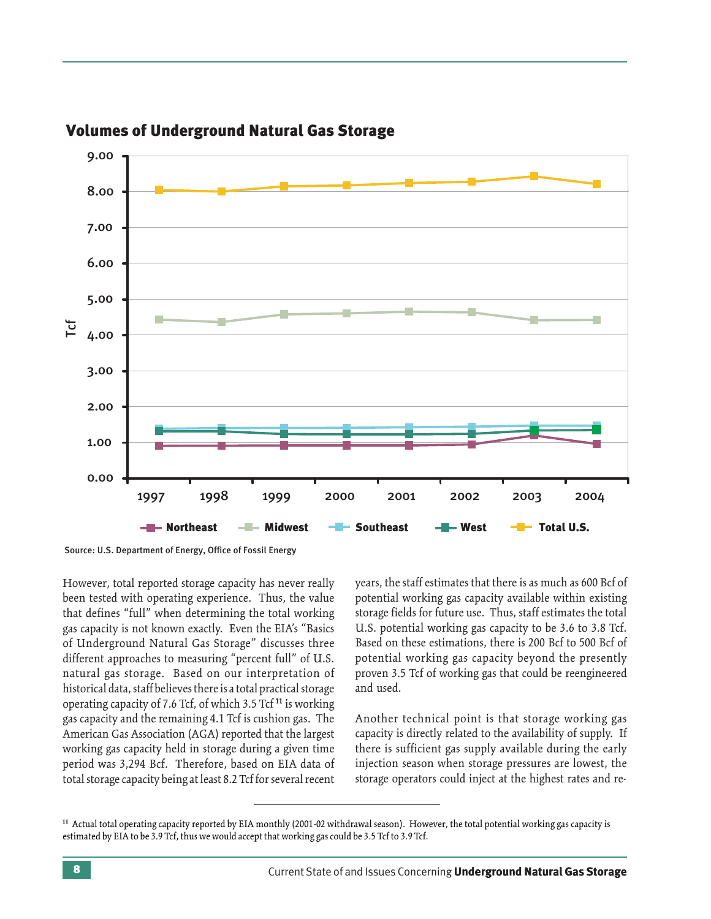## Volumes of Underground Natural Gas Storage

Source: U.S. Department of Energy, Office of Fossil Energy

However, total reported storage capacity has never really been tested with operating experience. Thus, the value that defines "full" when determining the total working gas capacity is not known exactly. Even the EIA's "Basics of Underground Natural Gas Storage" discusses three different approaches to measuring "percent full" of U.S. natural gas storage. Based on our interpretation of historical data, staff believes there is a total practical storage operating capacity of 7.6 Tcf, of which 3.5 Tcf [11] is working gas capacity and the remaining 4.1 Tcf is cushion gas. The American Gas Association (AGA) reported that the largest working gas capacity held in storage during a given time period was 3,294 Bcf. Therefore, based on EIA data of total storage capacity being at least 8.2 Tcf for several recent years, the staff estimates that there is as much as 600 Bcf of potential working gas capacity available within existing storage fields for future use. Thus, staff estimates the total U.S. potential working gas capacity to be 3.6 to 3.8 Tcf. Based on these estimations, there is 200 Bcf to 500 Bcf of potential working gas capacity beyond the presently proven 3.5 Tcf of working gas that could be reengineered and used.

Another technical point is that storage working gas capacity is directly related to the availability of supply. If there is sufficient gas supply available during the early injection season when storage pressures are lowest, the storage operators could inject at the highest rates and re-

[11] Actual total operating capacity reported by EIA monthly (2001-02 withdrawal season). However, the total potential working gas capacity is estimated by EIA to be 3.9 Tcf, thus we would accept that working gas could be 3.5 Tcf to 3.9 Tcf.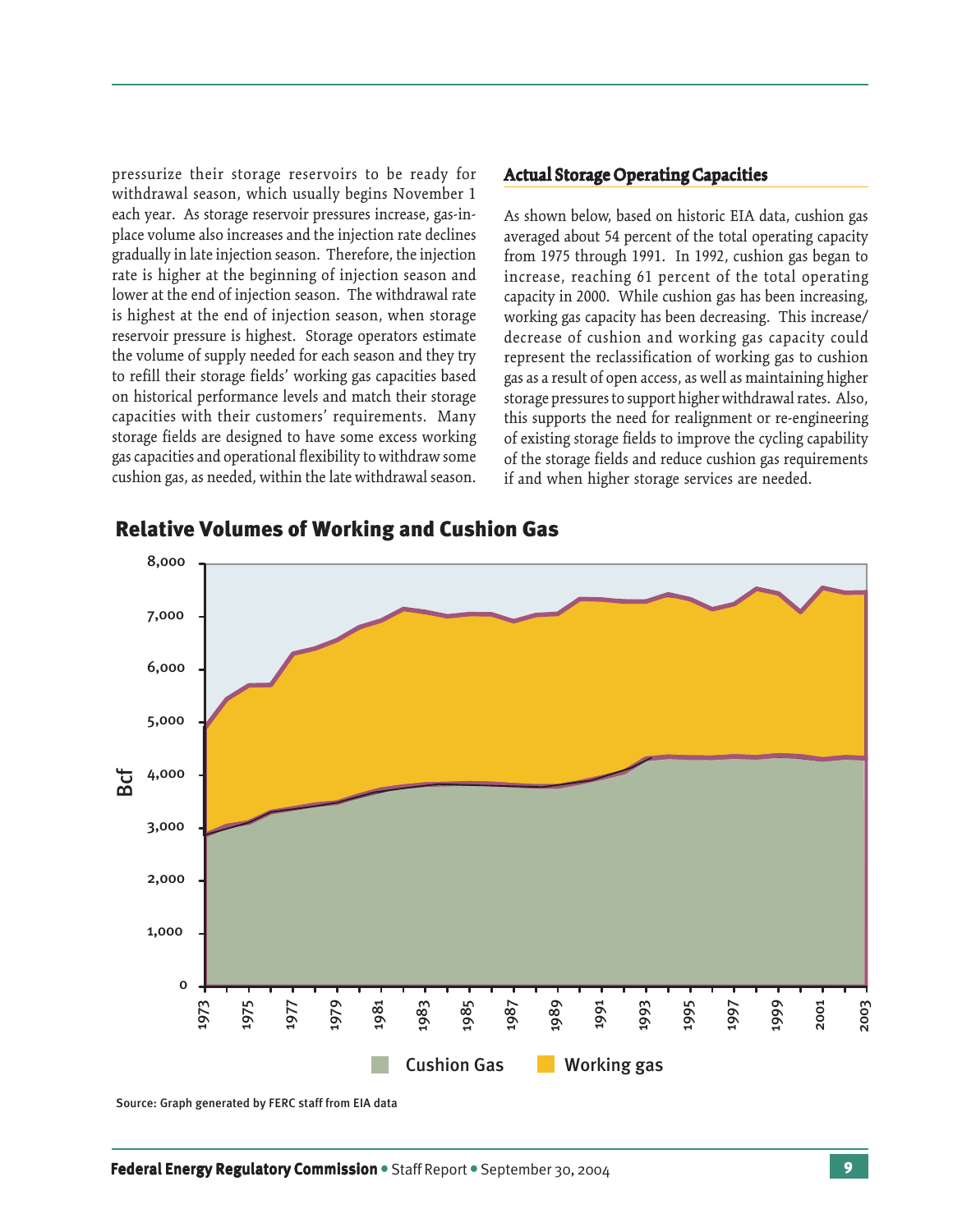pressurize their storage reservoirs to be ready for withdrawal season, which usually begins November 1 each year. As storage reservoir pressures increase, gas-in-place volume also increases and the injection rate declines gradually in late injection season. Therefore, the injection rate is higher at the beginning of injection season and lower at the end of injection season. The withdrawal rate is highest at the end of injection season, when storage reservoir pressure is highest. Storage operators estimate the volume of supply needed for each season and they try to refill their storage fields' working gas capacities based on historical performance levels and match their storage capacities with their customers' requirements. Many storage fields are designed to have some excess working gas capacities and operational flexibility to withdraw some cushion gas, as needed, within the late withdrawal season.

### Actual Storage Operating Capacities

As shown below, based on historic EIA data, cushion gas averaged about 54 percent of the total operating capacity from 1975 through 1991. In 1992, cushion gas began to increase, reaching 61 percent of the total operating capacity in 2000. While cushion gas has been increasing, working gas capacity has been decreasing. This increase/decrease of cushion and working gas capacity could represent the reclassification of working gas to cushion gas as a result of open access, as well as maintaining higher storage pressures to support higher withdrawal rates. Also, this supports the need for realignment or re-engineering of existing storage fields to improve the cycling capability of the storage fields and reduce cushion gas requirements if and when higher storage services are needed.

## Relative Volumes of Working and Cushion Gas

Source: Graph generated by FERC staff from EIA data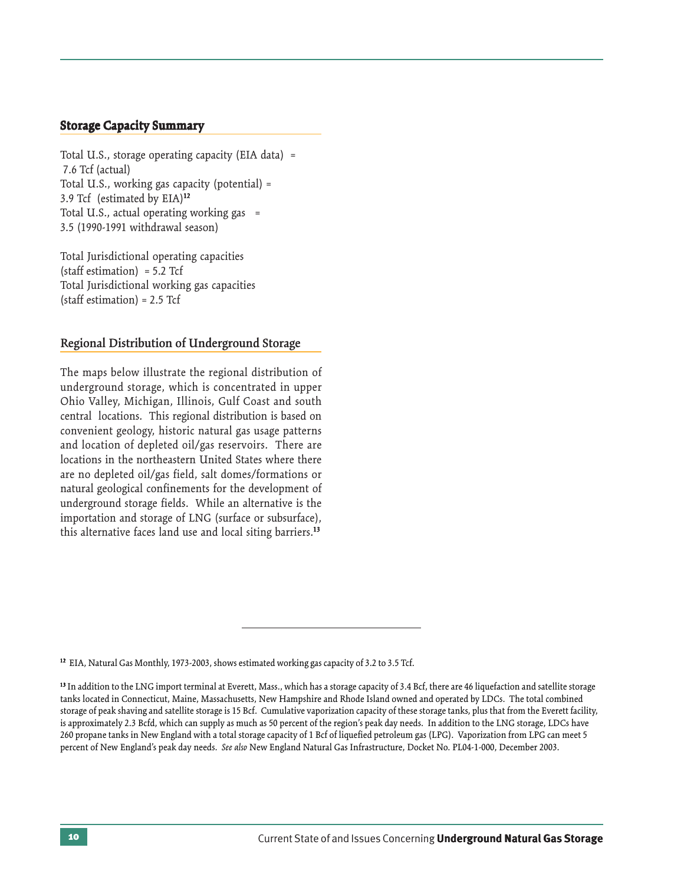## Storage Capacity Summary

Total U.S., storage operating capacity (EIA data) = 7.6 Tcf (actual)
Total U.S., working gas capacity (potential) = 3.9 Tcf (estimated by EIA)[12]
Total U.S., actual operating working gas = 3.5 (1990-1991 withdrawal season)

Total Jurisdictional operating capacities (staff estimation) = 5.2 Tcf
Total Jurisdictional working gas capacities (staff estimation) = 2.5 Tcf

## Regional Distribution of Underground Storage

The maps below illustrate the regional distribution of underground storage, which is concentrated in upper Ohio Valley, Michigan, Illinois, Gulf Coast and south central locations. This regional distribution is based on convenient geology, historic natural gas usage patterns and location of depleted oil/gas reservoirs. There are locations in the northeastern United States where there are no depleted oil/gas field, salt domes/formations or natural geological confinements for the development of underground storage fields. While an alternative is the importation and storage of LNG (surface or subsurface), this alternative faces land use and local siting barriers.[13]

---

[12] EIA, Natural Gas Monthly, 1973-2003, shows estimated working gas capacity of 3.2 to 3.5 Tcf.

[13] In addition to the LNG import terminal at Everett, Mass., which has a storage capacity of 3.4 Bcf, there are 46 liquefaction and satellite storage tanks located in Connecticut, Maine, Massachusetts, New Hampshire and Rhode Island owned and operated by LDCs. The total combined storage of peak shaving and satellite storage is 15 Bcf. Cumulative vaporization capacity of these storage tanks, plus that from the Everett facility, is approximately 2.3 Bcfd, which can supply as much as 50 percent of the region's peak day needs. In addition to the LNG storage, LDCs have 260 propane tanks in New England with a total storage capacity of 1 Bcf of liquefied petroleum gas (LPG). Vaporization from LPG can meet 5 percent of New England's peak day needs. *See also* New England Natural Gas Infrastructure, Docket No. PL04-1-000, December 2003.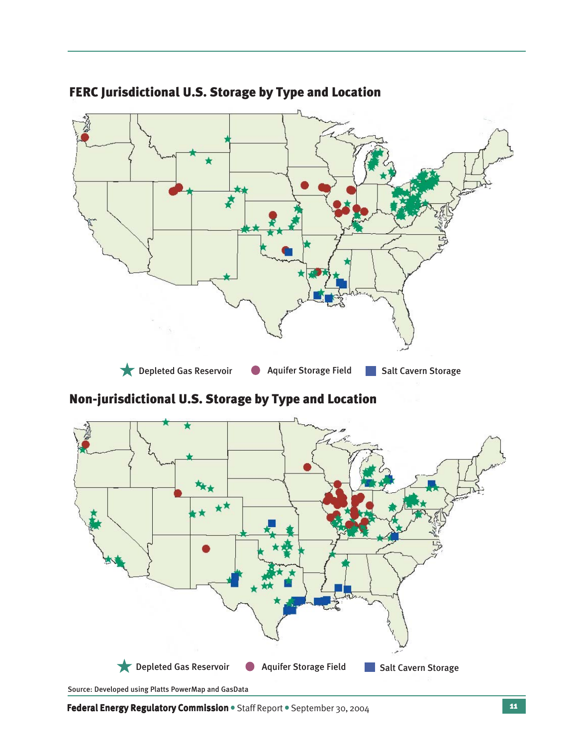## FERC Jurisdictional U.S. Storage by Type and Location

Depleted Gas Reservoir | Aquifer Storage Field | Salt Cavern Storage

## Non-jurisdictional U.S. Storage by Type and Location

Depleted Gas Reservoir | Aquifer Storage Field | Salt Cavern Storage

Source: Developed using Platts PowerMap and GasData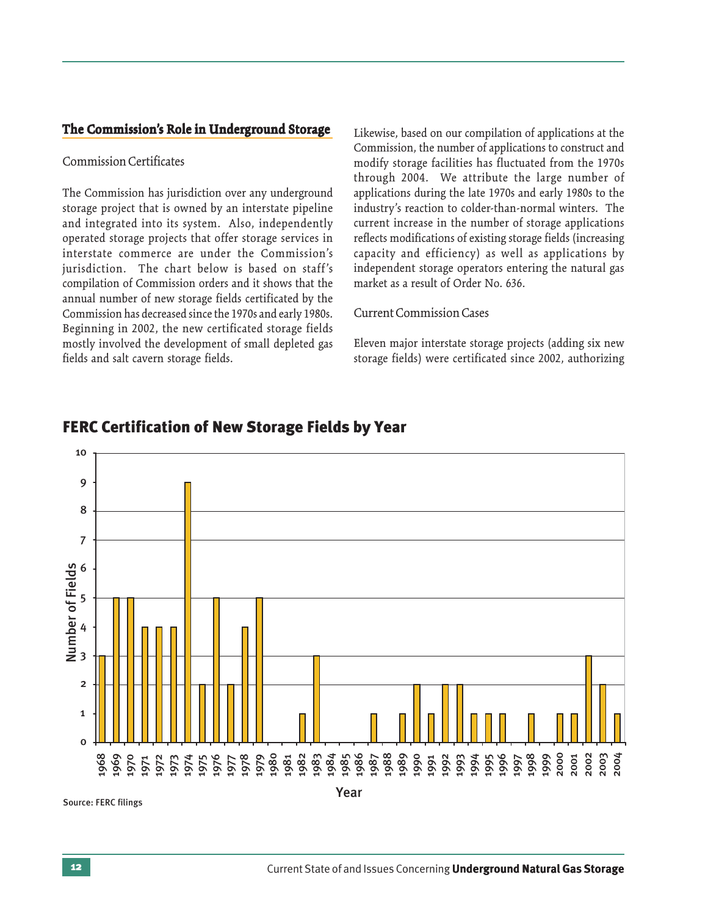## The Commission's Role in Underground Storage

### Commission Certificates

The Commission has jurisdiction over any underground storage project that is owned by an interstate pipeline and integrated into its system. Also, independently operated storage projects that offer storage services in interstate commerce are under the Commission's jurisdiction. The chart below is based on staff's compilation of Commission orders and it shows that the annual number of new storage fields certificated by the Commission has decreased since the 1970s and early 1980s. Beginning in 2002, the new certificated storage fields mostly involved the development of small depleted gas fields and salt cavern storage fields.

Likewise, based on our compilation of applications at the Commission, the number of applications to construct and modify storage facilities has fluctuated from the 1970s through 2004. We attribute the large number of applications during the late 1970s and early 1980s to the industry's reaction to colder-than-normal winters. The current increase in the number of storage applications reflects modifications of existing storage fields (increasing capacity and efficiency) as well as applications by independent storage operators entering the natural gas market as a result of Order No. 636.

### Current Commission Cases

Eleven major interstate storage projects (adding six new storage fields) were certificated since 2002, authorizing

## FERC Certification of New Storage Fields by Year

| Year | Number of Fields |
|---|---|
| 1968 | 3 |
| 1969 | 5 |
| 1970 | 5 |
| 1971 | 4 |
| 1972 | 4 |
| 1973 | 4 |
| 1974 | 9 |
| 1975 | 2 |
| 1976 | 5 |
| 1977 | 2 |
| 1978 | 4 |
| 1979 | 5 |
| 1980 | 0 |
| 1981 | 0 |
| 1982 | 1 |
| 1983 | 3 |
| 1984 | 0 |
| 1985 | 0 |
| 1986 | 0 |
| 1987 | 1 |
| 1988 | 0 |
| 1989 | 1 |
| 1990 | 2 |
| 1991 | 1 |
| 1992 | 2 |
| 1993 | 2 |
| 1994 | 1 |
| 1995 | 1 |
| 1996 | 1 |
| 1997 | 0 |
| 1998 | 1 |
| 1999 | 0 |
| 2000 | 1 |
| 2001 | 1 |
| 2002 | 3 |
| 2003 | 2 |
| 2004 | 1 |

Source: FERC filings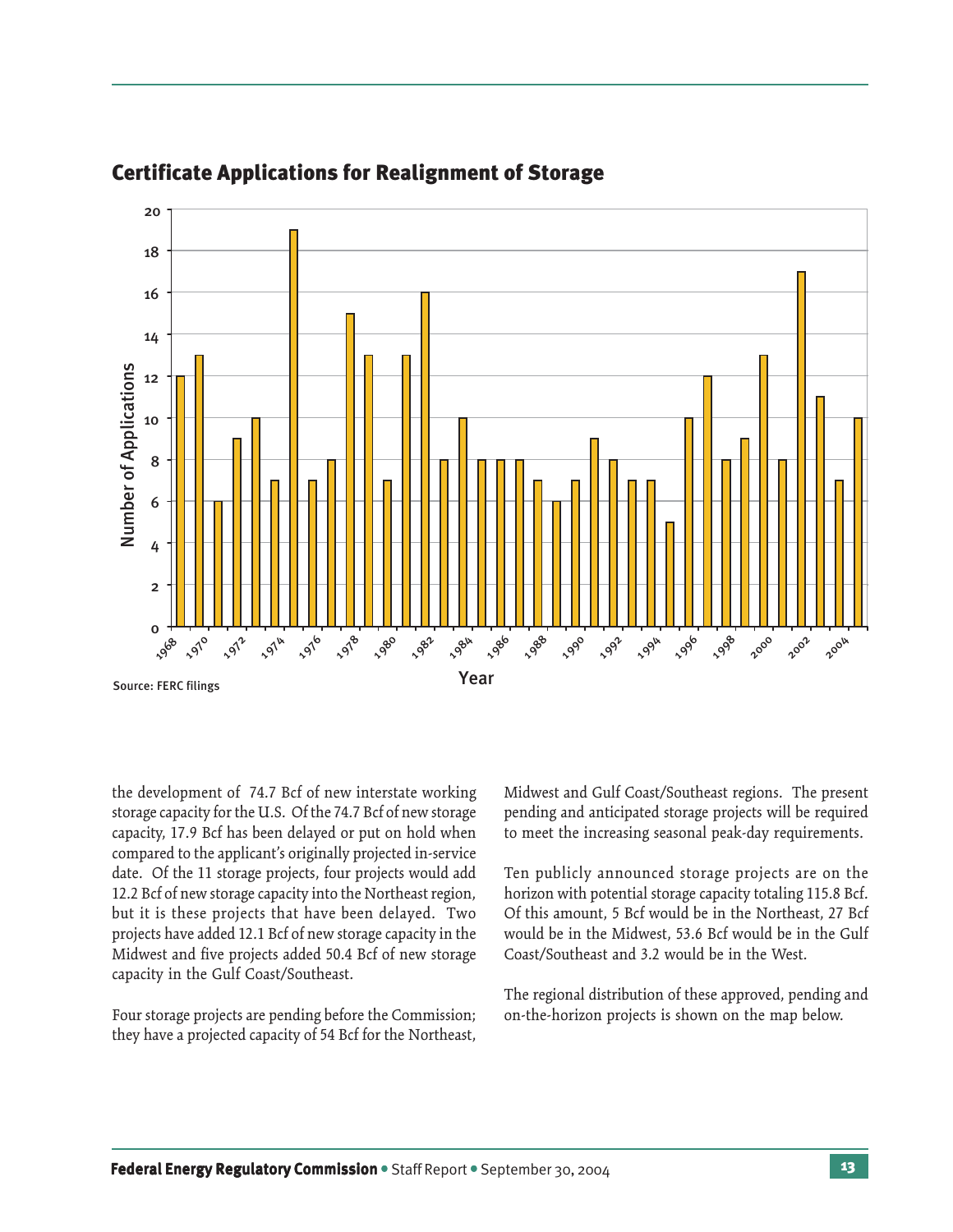## Certificate Applications for Realignment of Storage

Source: FERC filings

the development of 74.7 Bcf of new interstate working storage capacity for the U.S. Of the 74.7 Bcf of new storage capacity, 17.9 Bcf has been delayed or put on hold when compared to the applicant's originally projected in-service date. Of the 11 storage projects, four projects would add 12.2 Bcf of new storage capacity into the Northeast region, but it is these projects that have been delayed. Two projects have added 12.1 Bcf of new storage capacity in the Midwest and five projects added 50.4 Bcf of new storage capacity in the Gulf Coast/Southeast.

Four storage projects are pending before the Commission; they have a projected capacity of 54 Bcf for the Northeast, Midwest and Gulf Coast/Southeast regions. The present pending and anticipated storage projects will be required to meet the increasing seasonal peak-day requirements.

Ten publicly announced storage projects are on the horizon with potential storage capacity totaling 115.8 Bcf. Of this amount, 5 Bcf would be in the Northeast, 27 Bcf would be in the Midwest, 53.6 Bcf would be in the Gulf Coast/Southeast and 3.2 would be in the West.

The regional distribution of these approved, pending and on-the-horizon projects is shown on the map below.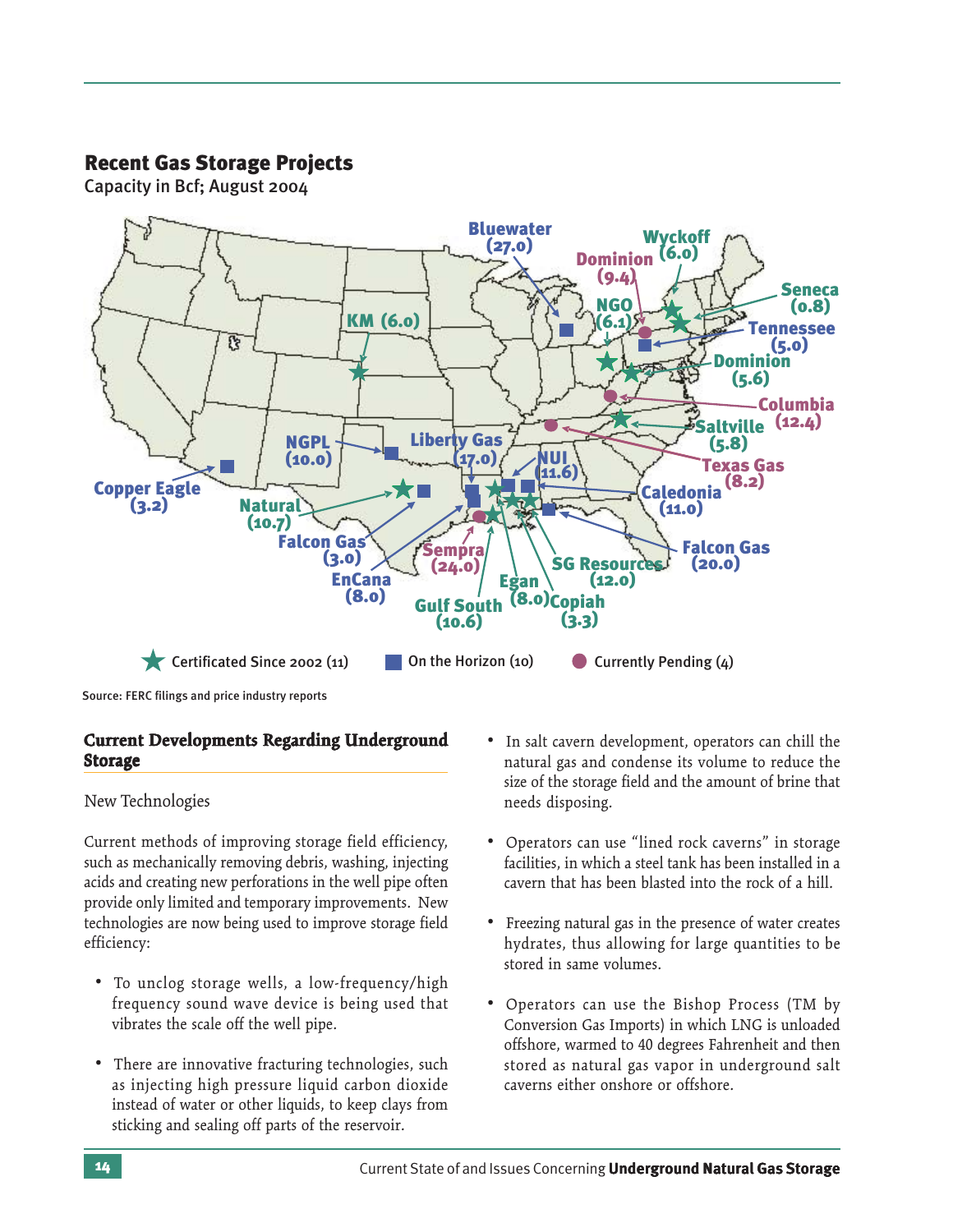## Recent Gas Storage Projects

Capacity in Bcf; August 2004

Bluewater (27.0)
Wyckoff (6.0)
Dominion (9.4)
Seneca (0.8)
NGO (6.1)
Tennessee (5.0)
KM (6.0)
Dominion (5.6)
Columbia (12.4)
Saltville (5.8)
NGPL (10.0)
Liberty Gas (17.0)
Texas Gas (8.2)
NUI (11.6)
Copper Eagle (3.2)
Caledonia (11.0)
Natural (10.7)
Falcon Gas (3.0)
Falcon Gas (20.0)
Sempra (24.0)
SG Resources (12.0)
EnCana (8.0)
Egan (8.0)
Copiah (3.3)
Gulf South (10.6)

★ Certificated Since 2002 (11) ■ On the Horizon (10) ● Currently Pending (4)

Source: FERC filings and price industry reports

### Current Developments Regarding Underground Storage

New Technologies

Current methods of improving storage field efficiency, such as mechanically removing debris, washing, injecting acids and creating new perforations in the well pipe often provide only limited and temporary improvements. New technologies are now being used to improve storage field efficiency:

- To unclog storage wells, a low-frequency/high frequency sound wave device is being used that vibrates the scale off the well pipe.
- There are innovative fracturing technologies, such as injecting high pressure liquid carbon dioxide instead of water or other liquids, to keep clays from sticking and sealing off parts of the reservoir.
- In salt cavern development, operators can chill the natural gas and condense its volume to reduce the size of the storage field and the amount of brine that needs disposing.
- Operators can use "lined rock caverns" in storage facilities, in which a steel tank has been installed in a cavern that has been blasted into the rock of a hill.
- Freezing natural gas in the presence of water creates hydrates, thus allowing for large quantities to be stored in same volumes.
- Operators can use the Bishop Process (TM by Conversion Gas Imports) in which LNG is unloaded offshore, warmed to 40 degrees Fahrenheit and then stored as natural gas vapor in underground salt caverns either onshore or offshore.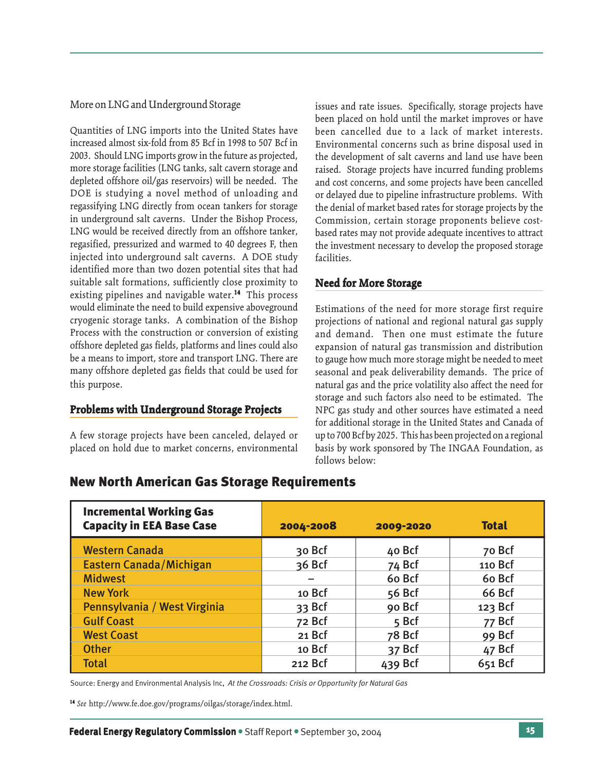### More on LNG and Underground Storage

Quantities of LNG imports into the United States have increased almost six-fold from 85 Bcf in 1998 to 507 Bcf in 2003. Should LNG imports grow in the future as projected, more storage facilities (LNG tanks, salt cavern storage and depleted offshore oil/gas reservoirs) will be needed. The DOE is studying a novel method of unloading and regassifying LNG directly from ocean tankers for storage in underground salt caverns. Under the Bishop Process, LNG would be received directly from an offshore tanker, regasified, pressurized and warmed to 40 degrees F, then injected into underground salt caverns. A DOE study identified more than two dozen potential sites that had suitable salt formations, sufficiently close proximity to existing pipelines and navigable water.[14] This process would eliminate the need to build expensive aboveground cryogenic storage tanks. A combination of the Bishop Process with the construction or conversion of existing offshore depleted gas fields, platforms and lines could also be a means to import, store and transport LNG. There are many offshore depleted gas fields that could be used for this purpose.

## Problems with Underground Storage Projects

A few storage projects have been canceled, delayed or placed on hold due to market concerns, environmental issues and rate issues. Specifically, storage projects have been placed on hold until the market improves or have been cancelled due to a lack of market interests. Environmental concerns such as brine disposal used in the development of salt caverns and land use have been raised. Storage projects have incurred funding problems and cost concerns, and some projects have been cancelled or delayed due to pipeline infrastructure problems. With the denial of market based rates for storage projects by the Commission, certain storage proponents believe cost-based rates may not provide adequate incentives to attract the investment necessary to develop the proposed storage facilities.

## Need for More Storage

Estimations of the need for more storage first require projections of national and regional natural gas supply and demand. Then one must estimate the future expansion of natural gas transmission and distribution to gauge how much more storage might be needed to meet seasonal and peak deliverability demands. The price of natural gas and the price volatility also affect the need for storage and such factors also need to be estimated. The NPC gas study and other sources have estimated a need for additional storage in the United States and Canada of up to 700 Bcf by 2025. This has been projected on a regional basis by work sponsored by The INGAA Foundation, as follows below:

## New North American Gas Storage Requirements

| Incremental Working Gas Capacity in EEA Base Case | 2004-2008 | 2009-2020 | Total |
|---|---|---|---|
| Western Canada | 30 Bcf | 40 Bcf | 70 Bcf |
| Eastern Canada/Michigan | 36 Bcf | 74 Bcf | 110 Bcf |
| Midwest | – | 60 Bcf | 60 Bcf |
| New York | 10 Bcf | 56 Bcf | 66 Bcf |
| Pennsylvania / West Virginia | 33 Bcf | 90 Bcf | 123 Bcf |
| Gulf Coast | 72 Bcf | 5 Bcf | 77 Bcf |
| West Coast | 21 Bcf | 78 Bcf | 99 Bcf |
| Other | 10 Bcf | 37 Bcf | 47 Bcf |
| Total | 212 Bcf | 439 Bcf | 651 Bcf |

Source: Energy and Environmental Analysis Inc, *At the Crossroads: Crisis or Opportunity for Natural Gas*

[14] *See* http://www.fe.doe.gov/programs/oilgas/storage/index.html.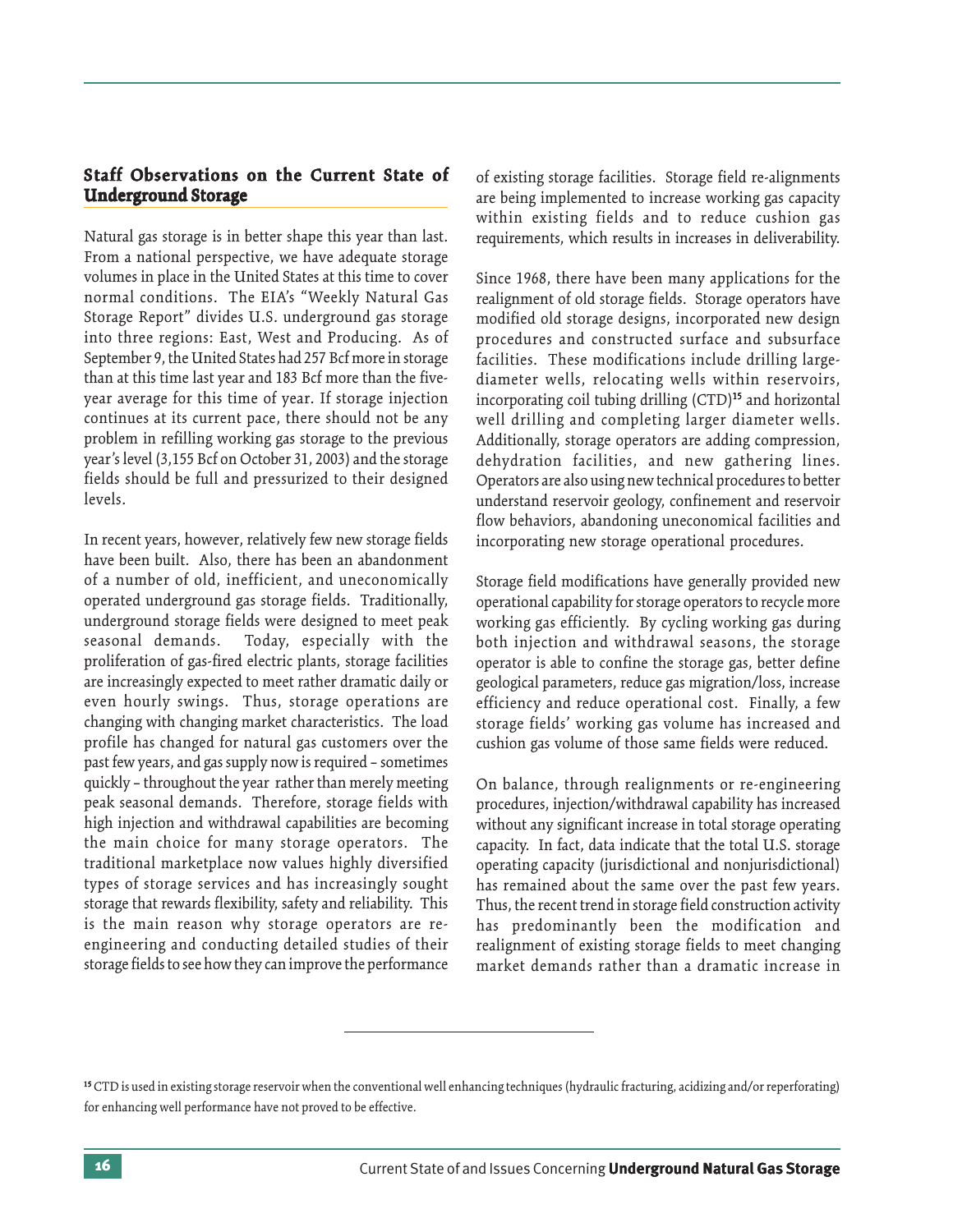## Staff Observations on the Current State of Underground Storage

Natural gas storage is in better shape this year than last. From a national perspective, we have adequate storage volumes in place in the United States at this time to cover normal conditions. The EIA's "Weekly Natural Gas Storage Report" divides U.S. underground gas storage into three regions: East, West and Producing. As of September 9, the United States had 257 Bcf more in storage than at this time last year and 183 Bcf more than the five-year average for this time of year. If storage injection continues at its current pace, there should not be any problem in refilling working gas storage to the previous year's level (3,155 Bcf on October 31, 2003) and the storage fields should be full and pressurized to their designed levels.

In recent years, however, relatively few new storage fields have been built. Also, there has been an abandonment of a number of old, inefficient, and uneconomically operated underground gas storage fields. Traditionally, underground storage fields were designed to meet peak seasonal demands. Today, especially with the proliferation of gas-fired electric plants, storage facilities are increasingly expected to meet rather dramatic daily or even hourly swings. Thus, storage operations are changing with changing market characteristics. The load profile has changed for natural gas customers over the past few years, and gas supply now is required – sometimes quickly – throughout the year rather than merely meeting peak seasonal demands. Therefore, storage fields with high injection and withdrawal capabilities are becoming the main choice for many storage operators. The traditional marketplace now values highly diversified types of storage services and has increasingly sought storage that rewards flexibility, safety and reliability. This is the main reason why storage operators are re-engineering and conducting detailed studies of their storage fields to see how they can improve the performance of existing storage facilities. Storage field re-alignments are being implemented to increase working gas capacity within existing fields and to reduce cushion gas requirements, which results in increases in deliverability.

Since 1968, there have been many applications for the realignment of old storage fields. Storage operators have modified old storage designs, incorporated new design procedures and constructed surface and subsurface facilities. These modifications include drilling large-diameter wells, relocating wells within reservoirs, incorporating coil tubing drilling (CTD)[15] and horizontal well drilling and completing larger diameter wells. Additionally, storage operators are adding compression, dehydration facilities, and new gathering lines. Operators are also using new technical procedures to better understand reservoir geology, confinement and reservoir flow behaviors, abandoning uneconomical facilities and incorporating new storage operational procedures.

Storage field modifications have generally provided new operational capability for storage operators to recycle more working gas efficiently. By cycling working gas during both injection and withdrawal seasons, the storage operator is able to confine the storage gas, better define geological parameters, reduce gas migration/loss, increase efficiency and reduce operational cost. Finally, a few storage fields' working gas volume has increased and cushion gas volume of those same fields were reduced.

On balance, through realignments or re-engineering procedures, injection/withdrawal capability has increased without any significant increase in total storage operating capacity. In fact, data indicate that the total U.S. storage operating capacity (jurisdictional and nonjurisdictional) has remained about the same over the past few years. Thus, the recent trend in storage field construction activity has predominantly been the modification and realignment of existing storage fields to meet changing market demands rather than a dramatic increase in

---

[15] CTD is used in existing storage reservoir when the conventional well enhancing techniques (hydraulic fracturing, acidizing and/or reperforating) for enhancing well performance have not proved to be effective.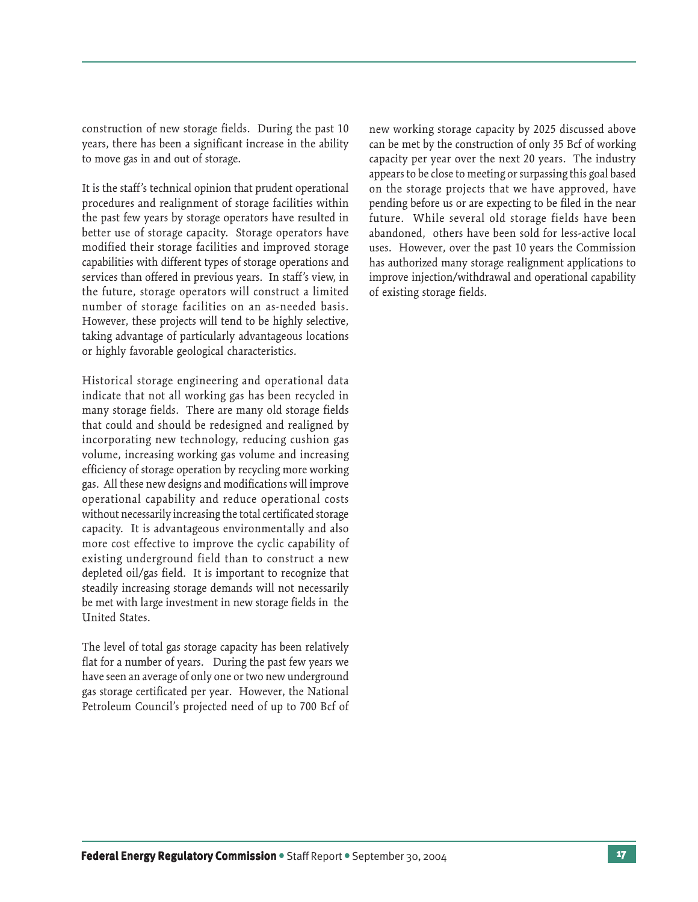construction of new storage fields. During the past 10 years, there has been a significant increase in the ability to move gas in and out of storage.

It is the staff's technical opinion that prudent operational procedures and realignment of storage facilities within the past few years by storage operators have resulted in better use of storage capacity. Storage operators have modified their storage facilities and improved storage capabilities with different types of storage operations and services than offered in previous years. In staff's view, in the future, storage operators will construct a limited number of storage facilities on an as-needed basis. However, these projects will tend to be highly selective, taking advantage of particularly advantageous locations or highly favorable geological characteristics.

Historical storage engineering and operational data indicate that not all working gas has been recycled in many storage fields. There are many old storage fields that could and should be redesigned and realigned by incorporating new technology, reducing cushion gas volume, increasing working gas volume and increasing efficiency of storage operation by recycling more working gas. All these new designs and modifications will improve operational capability and reduce operational costs without necessarily increasing the total certificated storage capacity. It is advantageous environmentally and also more cost effective to improve the cyclic capability of existing underground field than to construct a new depleted oil/gas field. It is important to recognize that steadily increasing storage demands will not necessarily be met with large investment in new storage fields in the United States.

The level of total gas storage capacity has been relatively flat for a number of years. During the past few years we have seen an average of only one or two new underground gas storage certificated per year. However, the National Petroleum Council's projected need of up to 700 Bcf of new working storage capacity by 2025 discussed above can be met by the construction of only 35 Bcf of working capacity per year over the next 20 years. The industry appears to be close to meeting or surpassing this goal based on the storage projects that we have approved, have pending before us or are expecting to be filed in the near future. While several old storage fields have been abandoned, others have been sold for less-active local uses. However, over the past 10 years the Commission has authorized many storage realignment applications to improve injection/withdrawal and operational capability of existing storage fields.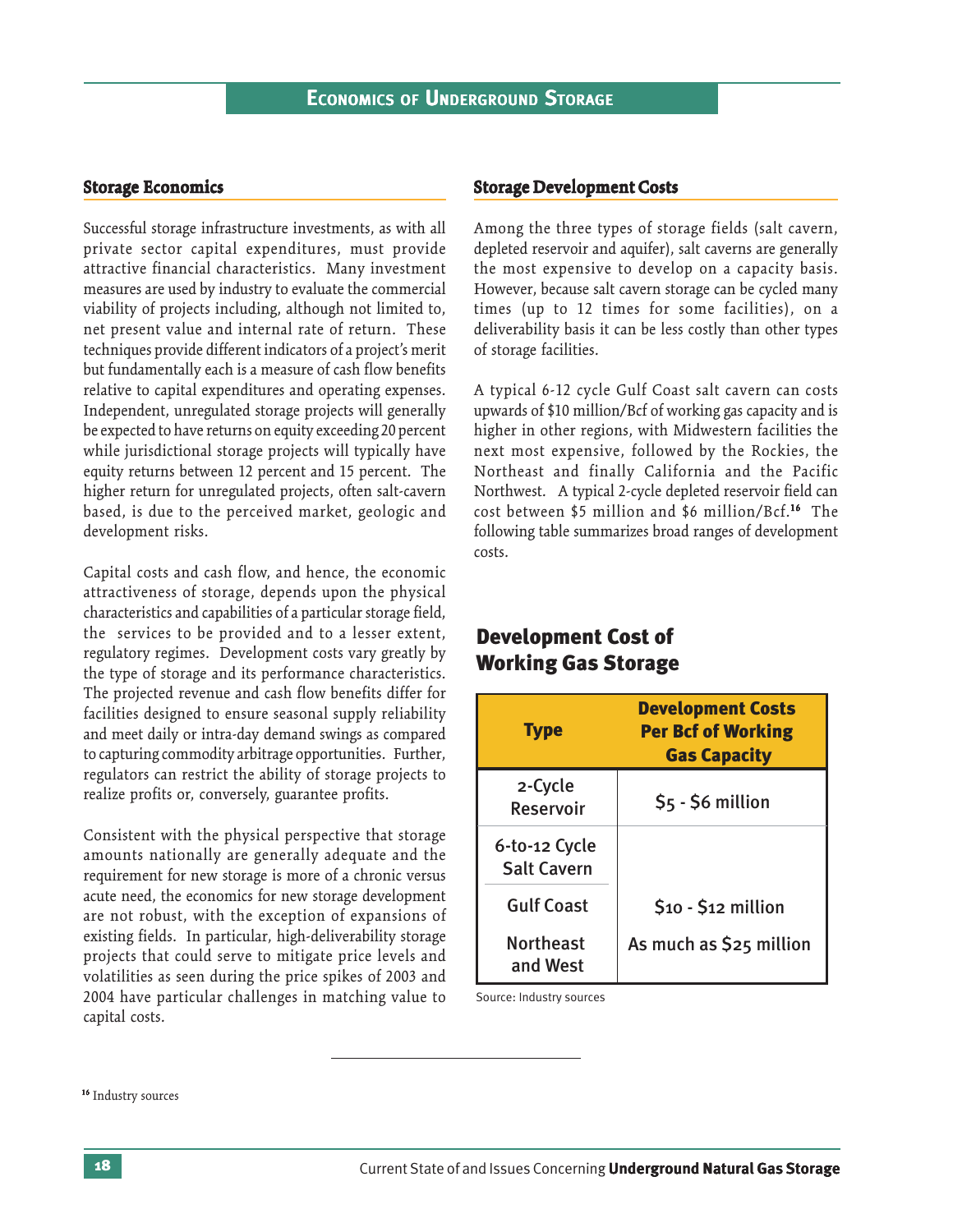## Economics of Underground Storage

### Storage Economics

Successful storage infrastructure investments, as with all private sector capital expenditures, must provide attractive financial characteristics. Many investment measures are used by industry to evaluate the commercial viability of projects including, although not limited to, net present value and internal rate of return. These techniques provide different indicators of a project's merit but fundamentally each is a measure of cash flow benefits relative to capital expenditures and operating expenses. Independent, unregulated storage projects will generally be expected to have returns on equity exceeding 20 percent while jurisdictional storage projects will typically have equity returns between 12 percent and 15 percent. The higher return for unregulated projects, often salt-cavern based, is due to the perceived market, geologic and development risks.

Capital costs and cash flow, and hence, the economic attractiveness of storage, depends upon the physical characteristics and capabilities of a particular storage field, the services to be provided and to a lesser extent, regulatory regimes. Development costs vary greatly by the type of storage and its performance characteristics. The projected revenue and cash flow benefits differ for facilities designed to ensure seasonal supply reliability and meet daily or intra-day demand swings as compared to capturing commodity arbitrage opportunities. Further, regulators can restrict the ability of storage projects to realize profits or, conversely, guarantee profits.

Consistent with the physical perspective that storage amounts nationally are generally adequate and the requirement for new storage is more of a chronic versus acute need, the economics for new storage development are not robust, with the exception of expansions of existing fields. In particular, high-deliverability storage projects that could serve to mitigate price levels and volatilities as seen during the price spikes of 2003 and 2004 have particular challenges in matching value to capital costs.

### Storage Development Costs

Among the three types of storage fields (salt cavern, depleted reservoir and aquifer), salt caverns are generally the most expensive to develop on a capacity basis. However, because salt cavern storage can be cycled many times (up to 12 times for some facilities), on a deliverability basis it can be less costly than other types of storage facilities.

A typical 6-12 cycle Gulf Coast salt cavern can costs upwards of $10 million/Bcf of working gas capacity and is higher in other regions, with Midwestern facilities the next most expensive, followed by the Rockies, the Northeast and finally California and the Pacific Northwest. A typical 2-cycle depleted reservoir field can cost between $5 million and $6 million/Bcf.[16] The following table summarizes broad ranges of development costs.

### Development Cost of Working Gas Storage

| Type | Development Costs Per Bcf of Working Gas Capacity |
|---|---|
| 2-Cycle Reservoir | $5 - $6 million |
| 6-to-12 Cycle Salt Cavern | |
| Gulf Coast | $10 - $12 million |
| Northeast and West | As much as $25 million |

Source: Industry sources

[16] Industry sources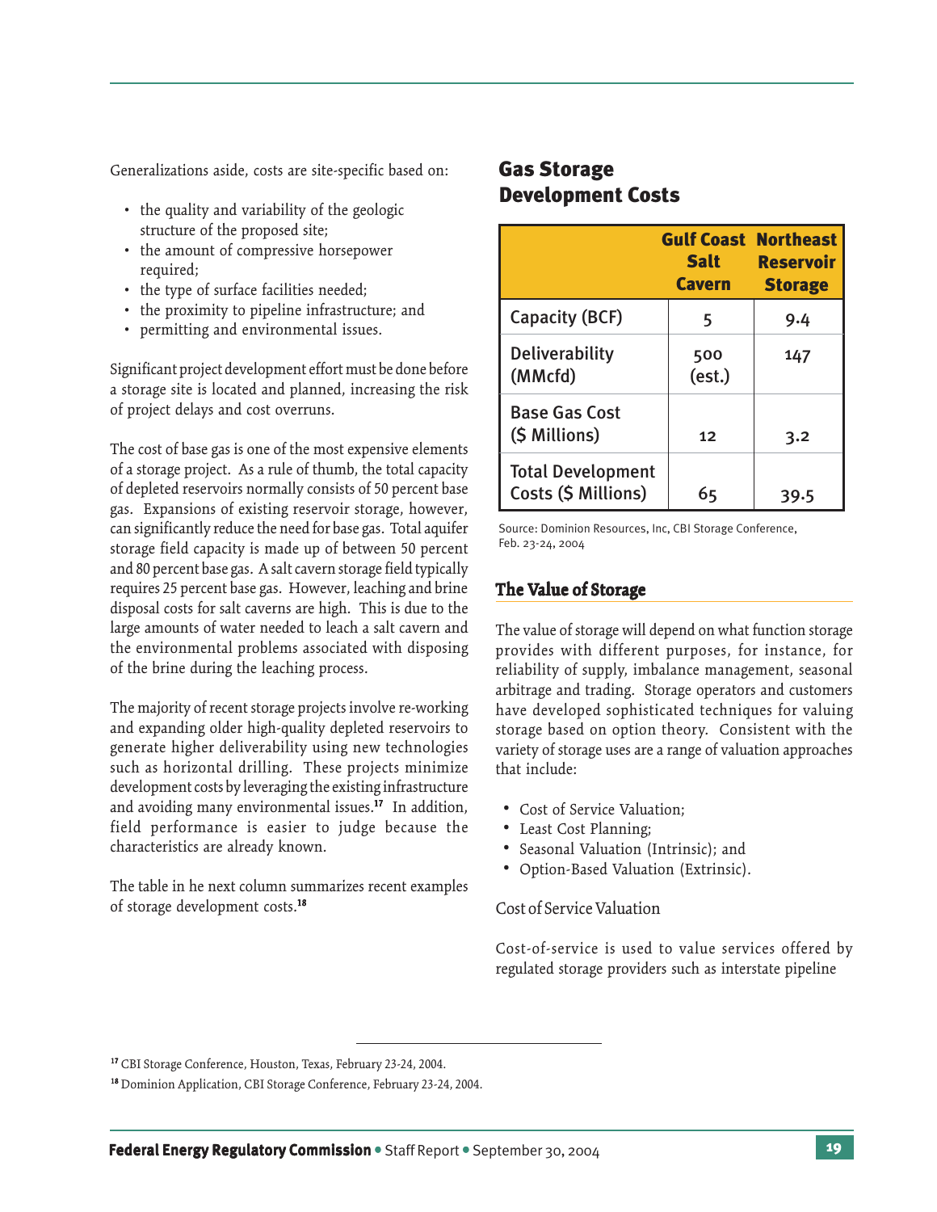Generalizations aside, costs are site-specific based on:

- the quality and variability of the geologic structure of the proposed site;
- the amount of compressive horsepower required;
- the type of surface facilities needed;
- the proximity to pipeline infrastructure; and
- permitting and environmental issues.

Significant project development effort must be done before a storage site is located and planned, increasing the risk of project delays and cost overruns.

The cost of base gas is one of the most expensive elements of a storage project. As a rule of thumb, the total capacity of depleted reservoirs normally consists of 50 percent base gas. Expansions of existing reservoir storage, however, can significantly reduce the need for base gas. Total aquifer storage field capacity is made up of between 50 percent and 80 percent base gas. A salt cavern storage field typically requires 25 percent base gas. However, leaching and brine disposal costs for salt caverns are high. This is due to the large amounts of water needed to leach a salt cavern and the environmental problems associated with disposing of the brine during the leaching process.

The majority of recent storage projects involve re-working and expanding older high-quality depleted reservoirs to generate higher deliverability using new technologies such as horizontal drilling. These projects minimize development costs by leveraging the existing infrastructure and avoiding many environmental issues.[17] In addition, field performance is easier to judge because the characteristics are already known.

The table in he next column summarizes recent examples of storage development costs.[18]

## Gas Storage Development Costs

| | Gulf Coast Salt Cavern | Northeast Reservoir Storage |
|---|---|---|
| Capacity (BCF) | 5 | 9.4 |
| Deliverability (MMcfd) | 500 (est.) | 147 |
| Base Gas Cost ($ Millions) | 12 | 3.2 |
| Total Development Costs ($ Millions) | 65 | 39.5 |

Source: Dominion Resources, Inc, CBI Storage Conference, Feb. 23-24, 2004

## The Value of Storage

The value of storage will depend on what function storage provides with different purposes, for instance, for reliability of supply, imbalance management, seasonal arbitrage and trading. Storage operators and customers have developed sophisticated techniques for valuing storage based on option theory. Consistent with the variety of storage uses are a range of valuation approaches that include:

- Cost of Service Valuation;
- Least Cost Planning;
- Seasonal Valuation (Intrinsic); and
- Option-Based Valuation (Extrinsic).

Cost of Service Valuation

Cost-of-service is used to value services offered by regulated storage providers such as interstate pipeline

[17] CBI Storage Conference, Houston, Texas, February 23-24, 2004.

[18] Dominion Application, CBI Storage Conference, February 23-24, 2004.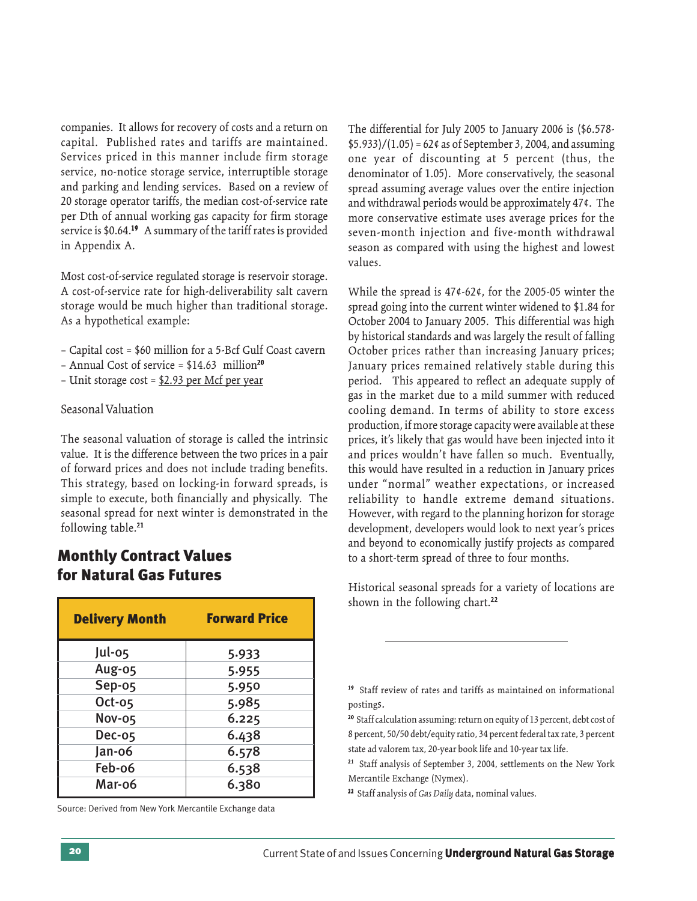companies. It allows for recovery of costs and a return on capital. Published rates and tariffs are maintained. Services priced in this manner include firm storage service, no-notice storage service, interruptible storage and parking and lending services. Based on a review of 20 storage operator tariffs, the median cost-of-service rate per Dth of annual working gas capacity for firm storage service is $0.64.[19] A summary of the tariff rates is provided in Appendix A.

Most cost-of-service regulated storage is reservoir storage. A cost-of-service rate for high-deliverability salt cavern storage would be much higher than traditional storage. As a hypothetical example:

- Capital cost = $60 million for a 5-Bcf Gulf Coast cavern
- Annual Cost of service = $14.63 million[20]
- Unit storage cost = <u>$2.93 per Mcf per year</u>

Seasonal Valuation

The seasonal valuation of storage is called the intrinsic value. It is the difference between the two prices in a pair of forward prices and does not include trading benefits. This strategy, based on locking-in forward spreads, is simple to execute, both financially and physically. The seasonal spread for next winter is demonstrated in the following table.[21]

## Monthly Contract Values for Natural Gas Futures

| Delivery Month | Forward Price |
|---|---|
| Jul-05 | 5.933 |
| Aug-05 | 5.955 |
| Sep-05 | 5.950 |
| Oct-05 | 5.985 |
| Nov-05 | 6.225 |
| Dec-05 | 6.438 |
| Jan-06 | 6.578 |
| Feb-06 | 6.538 |
| Mar-06 | 6.380 |

Source: Derived from New York Mercantile Exchange data

The differential for July 2005 to January 2006 is ($6.578-$5.933)/(1.05) = 62¢ as of September 3, 2004, and assuming one year of discounting at 5 percent (thus, the denominator of 1.05). More conservatively, the seasonal spread assuming average values over the entire injection and withdrawal periods would be approximately 47¢. The more conservative estimate uses average prices for the seven-month injection and five-month withdrawal season as compared with using the highest and lowest values.

While the spread is 47¢-62¢, for the 2005-05 winter the spread going into the current winter widened to $1.84 for October 2004 to January 2005. This differential was high by historical standards and was largely the result of falling October prices rather than increasing January prices; January prices remained relatively stable during this period. This appeared to reflect an adequate supply of gas in the market due to a mild summer with reduced cooling demand. In terms of ability to store excess production, if more storage capacity were available at these prices, it's likely that gas would have been injected into it and prices wouldn't have fallen so much. Eventually, this would have resulted in a reduction in January prices under "normal" weather expectations, or increased reliability to handle extreme demand situations. However, with regard to the planning horizon for storage development, developers would look to next year's prices and beyond to economically justify projects as compared to a short-term spread of three to four months.

Historical seasonal spreads for a variety of locations are shown in the following chart.[22]

---

[19] Staff review of rates and tariffs as maintained on informational postings.

[20] Staff calculation assuming: return on equity of 13 percent, debt cost of 8 percent, 50/50 debt/equity ratio, 34 percent federal tax rate, 3 percent state ad valorem tax, 20-year book life and 10-year tax life.

[21] Staff analysis of September 3, 2004, settlements on the New York Mercantile Exchange (Nymex).

[22] Staff analysis of *Gas Daily* data, nominal values.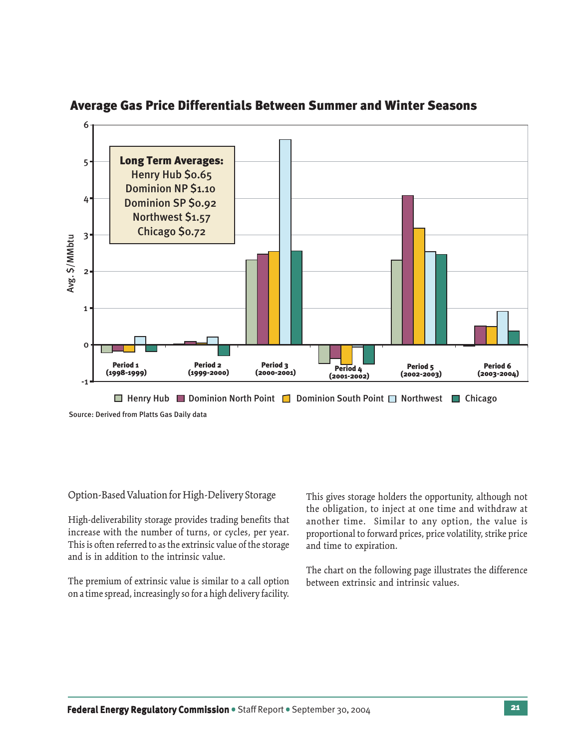## Average Gas Price Differentials Between Summer and Winter Seasons

**Long Term Averages:**
Henry Hub $0.65
Dominion NP $1.10
Dominion SP $0.92
Northwest $1.57
Chicago $0.72

Avg. $/MMbtu

Period 1 (1998-1999) · Period 2 (1999-2000) · Period 3 (2000-2001) · Period 4 (2001-2002) · Period 5 (2002-2003) · Period 6 (2003-2004)

Henry Hub · Dominion North Point · Dominion South Point · Northwest · Chicago

Source: Derived from Platts Gas Daily data

### Option-Based Valuation for High-Delivery Storage

High-deliverability storage provides trading benefits that increase with the number of turns, or cycles, per year. This is often referred to as the extrinsic value of the storage and is in addition to the intrinsic value.

The premium of extrinsic value is similar to a call option on a time spread, increasingly so for a high delivery facility. This gives storage holders the opportunity, although not the obligation, to inject at one time and withdraw at another time. Similar to any option, the value is proportional to forward prices, price volatility, strike price and time to expiration.

The chart on the following page illustrates the difference between extrinsic and intrinsic values.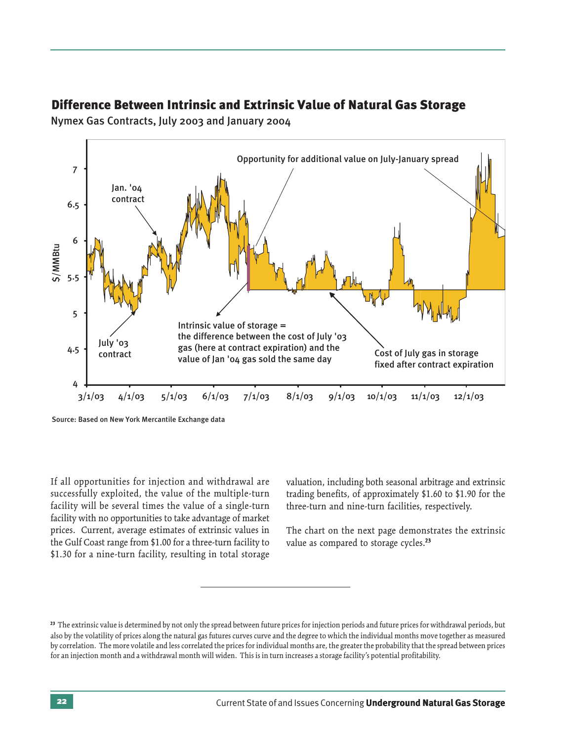## Difference Between Intrinsic and Extrinsic Value of Natural Gas Storage

Nymex Gas Contracts, July 2003 and January 2004

Opportunity for additional value on July-January spread

Jan. '04 contract

July '03 contract

Intrinsic value of storage = the difference between the cost of July '03 gas (here at contract expiration) and the value of Jan '04 gas sold the same day

Cost of July gas in storage fixed after contract expiration

Source: Based on New York Mercantile Exchange data

If all opportunities for injection and withdrawal are successfully exploited, the value of the multiple-turn facility will be several times the value of a single-turn facility with no opportunities to take advantage of market prices. Current, average estimates of extrinsic values in the Gulf Coast range from $1.00 for a three-turn facility to $1.30 for a nine-turn facility, resulting in total storage valuation, including both seasonal arbitrage and extrinsic trading benefits, of approximately $1.60 to $1.90 for the three-turn and nine-turn facilities, respectively.

The chart on the next page demonstrates the extrinsic value as compared to storage cycles.[23]

---

[23] The extrinsic value is determined by not only the spread between future prices for injection periods and future prices for withdrawal periods, but also by the volatility of prices along the natural gas futures curves curve and the degree to which the individual months move together as measured by correlation. The more volatile and less correlated the prices for individual months are, the greater the probability that the spread between prices for an injection month and a withdrawal month will widen. This is in turn increases a storage facility's potential profitability.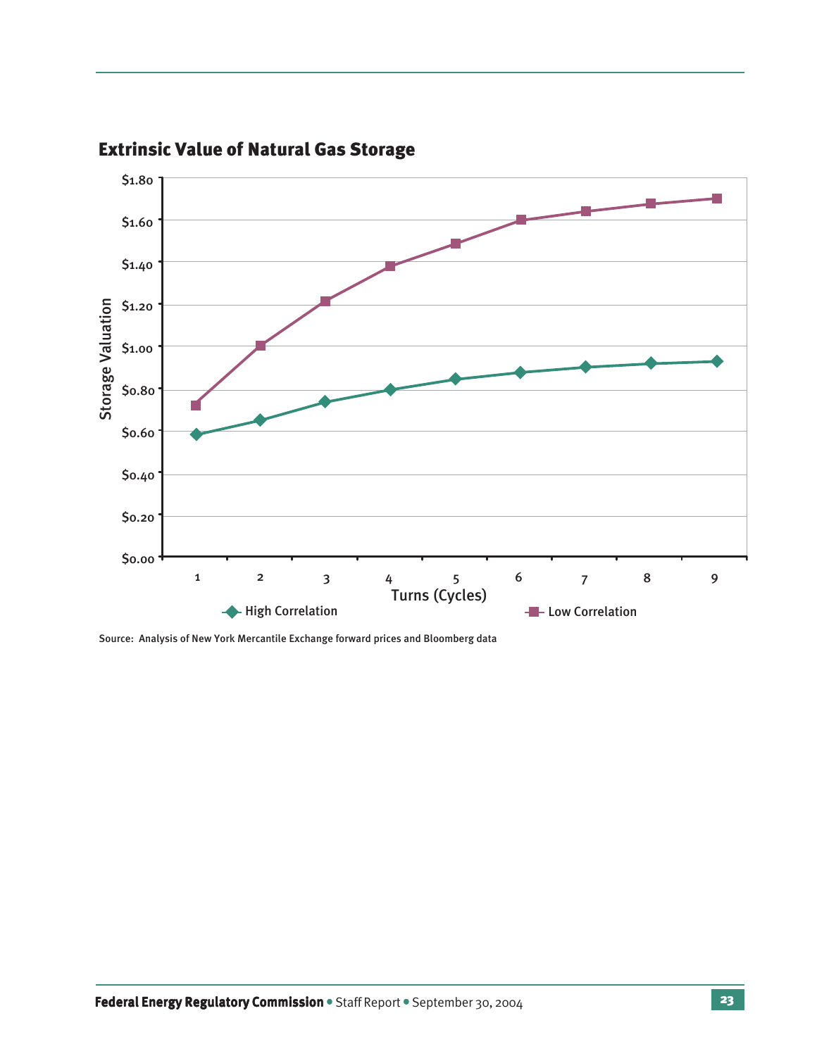## Extrinsic Value of Natural Gas Storage

Source: Analysis of New York Mercantile Exchange forward prices and Bloomberg data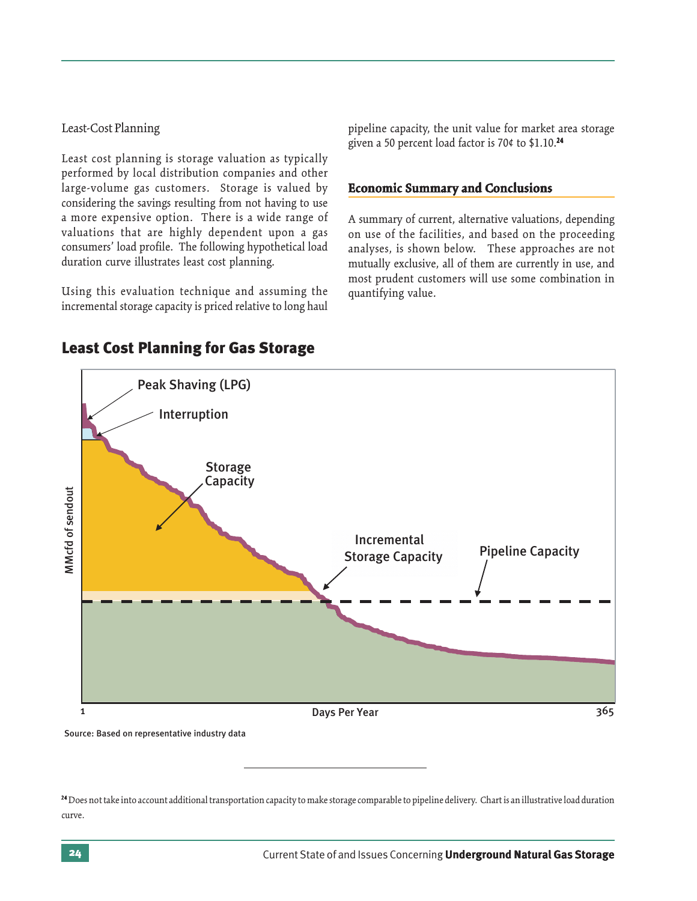### Least-Cost Planning

Least cost planning is storage valuation as typically performed by local distribution companies and other large-volume gas customers. Storage is valued by considering the savings resulting from not having to use a more expensive option. There is a wide range of valuations that are highly dependent upon a gas consumers' load profile. The following hypothetical load duration curve illustrates least cost planning.

Using this evaluation technique and assuming the incremental storage capacity is priced relative to long haul pipeline capacity, the unit value for market area storage given a 50 percent load factor is 70¢ to $1.10.[24]

## Economic Summary and Conclusions

A summary of current, alternative valuations, depending on use of the facilities, and based on the proceeding analyses, is shown below. These approaches are not mutually exclusive, all of them are currently in use, and most prudent customers will use some combination in quantifying value.

## Least Cost Planning for Gas Storage

Peak Shaving (LPG)

Interruption

Storage Capacity

Incremental Storage Capacity

Pipeline Capacity

MMcfd of sendout

1 — Days Per Year — 365

Source: Based on representative industry data

---

[24] Does not take into account additional transportation capacity to make storage comparable to pipeline delivery. Chart is an illustrative load duration curve.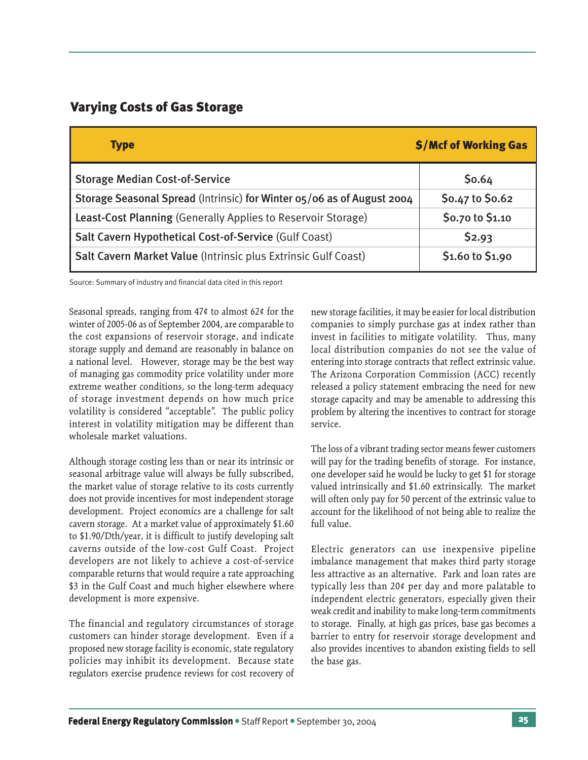## Varying Costs of Gas Storage

| Type | $/Mcf of Working Gas |
|---|---|
| **Storage Median Cost-of-Service** | $0.64 |
| **Storage Seasonal Spread** (Intrinsic) **for Winter 05/06 as of August 2004** | $0.47 to $0.62 |
| **Least-Cost Planning** (Generally Applies to Reservoir Storage) | $0.70 to $1.10 |
| **Salt Cavern Hypothetical Cost-of-Service** (Gulf Coast) | $2.93 |
| **Salt Cavern Market Value** (Intrinsic plus Extrinsic Gulf Coast) | $1.60 to $1.90 |

Source: Summary of industry and financial data cited in this report

Seasonal spreads, ranging from 47¢ to almost 62¢ for the winter of 2005-06 as of September 2004, are comparable to the cost expansions of reservoir storage, and indicate storage supply and demand are reasonably in balance on a national level. However, storage may be the best way of managing gas commodity price volatility under more extreme weather conditions, so the long-term adequacy of storage investment depends on how much price volatility is considered "acceptable". The public policy interest in volatility mitigation may be different than wholesale market valuations.

Although storage costing less than or near its intrinsic or seasonal arbitrage value will always be fully subscribed, the market value of storage relative to its costs currently does not provide incentives for most independent storage development. Project economics are a challenge for salt cavern storage. At a market value of approximately $1.60 to $1.90/Dth/year, it is difficult to justify developing salt caverns outside of the low-cost Gulf Coast. Project developers are not likely to achieve a cost-of-service comparable returns that would require a rate approaching $3 in the Gulf Coast and much higher elsewhere where development is more expensive.

The financial and regulatory circumstances of storage customers can hinder storage development. Even if a proposed new storage facility is economic, state regulatory policies may inhibit its development. Because state regulators exercise prudence reviews for cost recovery of new storage facilities, it may be easier for local distribution companies to simply purchase gas at index rather than invest in facilities to mitigate volatility. Thus, many local distribution companies do not see the value of entering into storage contracts that reflect extrinsic value. The Arizona Corporation Commission (ACC) recently released a policy statement embracing the need for new storage capacity and may be amenable to addressing this problem by altering the incentives to contract for storage service.

The loss of a vibrant trading sector means fewer customers will pay for the trading benefits of storage. For instance, one developer said he would be lucky to get $1 for storage valued intrinsically and $1.60 extrinsically. The market will often only pay for 50 percent of the extrinsic value to account for the likelihood of not being able to realize the full value.

Electric generators can use inexpensive pipeline imbalance management that makes third party storage less attractive as an alternative. Park and loan rates are typically less than 20¢ per day and more palatable to independent electric generators, especially given their weak credit and inability to make long-term commitments to storage. Finally, at high gas prices, base gas becomes a barrier to entry for reservoir storage development and also provides incentives to abandon existing fields to sell the base gas.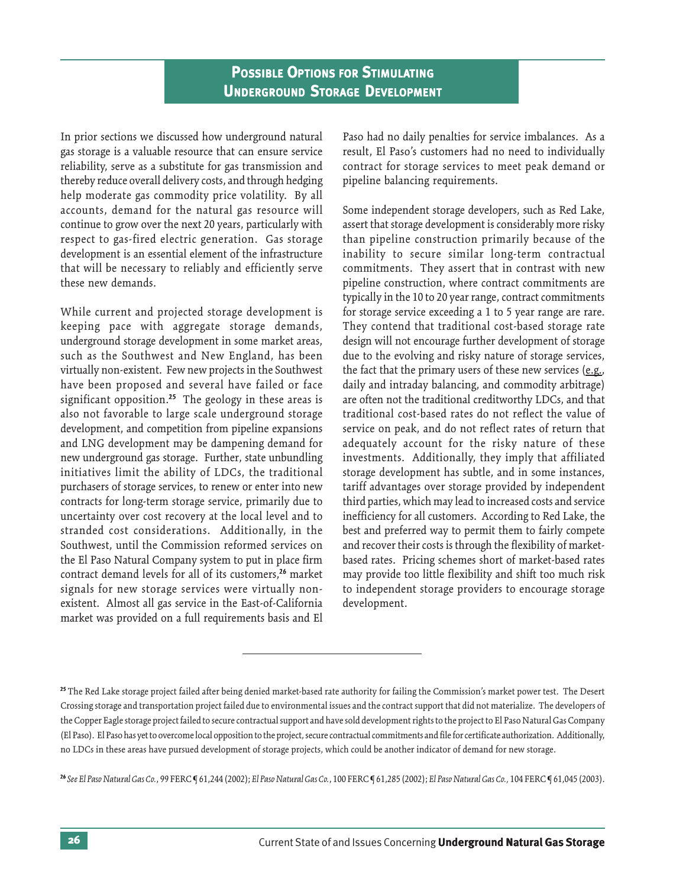# Possible Options for Stimulating Underground Storage Development

In prior sections we discussed how underground natural gas storage is a valuable resource that can ensure service reliability, serve as a substitute for gas transmission and thereby reduce overall delivery costs, and through hedging help moderate gas commodity price volatility. By all accounts, demand for the natural gas resource will continue to grow over the next 20 years, particularly with respect to gas-fired electric generation. Gas storage development is an essential element of the infrastructure that will be necessary to reliably and efficiently serve these new demands.

While current and projected storage development is keeping pace with aggregate storage demands, underground storage development in some market areas, such as the Southwest and New England, has been virtually non-existent. Few new projects in the Southwest have been proposed and several have failed or face significant opposition.[25] The geology in these areas is also not favorable to large scale underground storage development, and competition from pipeline expansions and LNG development may be dampening demand for new underground gas storage. Further, state unbundling initiatives limit the ability of LDCs, the traditional purchasers of storage services, to renew or enter into new contracts for long-term storage service, primarily due to uncertainty over cost recovery at the local level and to stranded cost considerations. Additionally, in the Southwest, until the Commission reformed services on the El Paso Natural Company system to put in place firm contract demand levels for all of its customers,[26] market signals for new storage services were virtually non-existent. Almost all gas service in the East-of-California market was provided on a full requirements basis and El Paso had no daily penalties for service imbalances. As a result, El Paso's customers had no need to individually contract for storage services to meet peak demand or pipeline balancing requirements.

Some independent storage developers, such as Red Lake, assert that storage development is considerably more risky than pipeline construction primarily because of the inability to secure similar long-term contractual commitments. They assert that in contrast with new pipeline construction, where contract commitments are typically in the 10 to 20 year range, contract commitments for storage service exceeding a 1 to 5 year range are rare. They contend that traditional cost-based storage rate design will not encourage further development of storage due to the evolving and risky nature of storage services, the fact that the primary users of these new services (e.g., daily and intraday balancing, and commodity arbitrage) are often not the traditional creditworthy LDCs, and that traditional cost-based rates do not reflect the value of service on peak, and do not reflect rates of return that adequately account for the risky nature of these investments. Additionally, they imply that affiliated storage development has subtle, and in some instances, tariff advantages over storage provided by independent third parties, which may lead to increased costs and service inefficiency for all customers. According to Red Lake, the best and preferred way to permit them to fairly compete and recover their costs is through the flexibility of market-based rates. Pricing schemes short of market-based rates may provide too little flexibility and shift too much risk to independent storage providers to encourage storage development.

---

[25] The Red Lake storage project failed after being denied market-based rate authority for failing the Commission's market power test. The Desert Crossing storage and transportation project failed due to environmental issues and the contract support that did not materialize. The developers of the Copper Eagle storage project failed to secure contractual support and have sold development rights to the project to El Paso Natural Gas Company (El Paso). El Paso has yet to overcome local opposition to the project, secure contractual commitments and file for certificate authorization. Additionally, no LDCs in these areas have pursued development of storage projects, which could be another indicator of demand for new storage.

[26] *See El Paso Natural Gas Co.*, 99 FERC ¶ 61,244 (2002); *El Paso Natural Gas Co.*, 100 FERC ¶ 61,285 (2002); *El Paso Natural Gas Co.,* 104 FERC ¶ 61,045 (2003).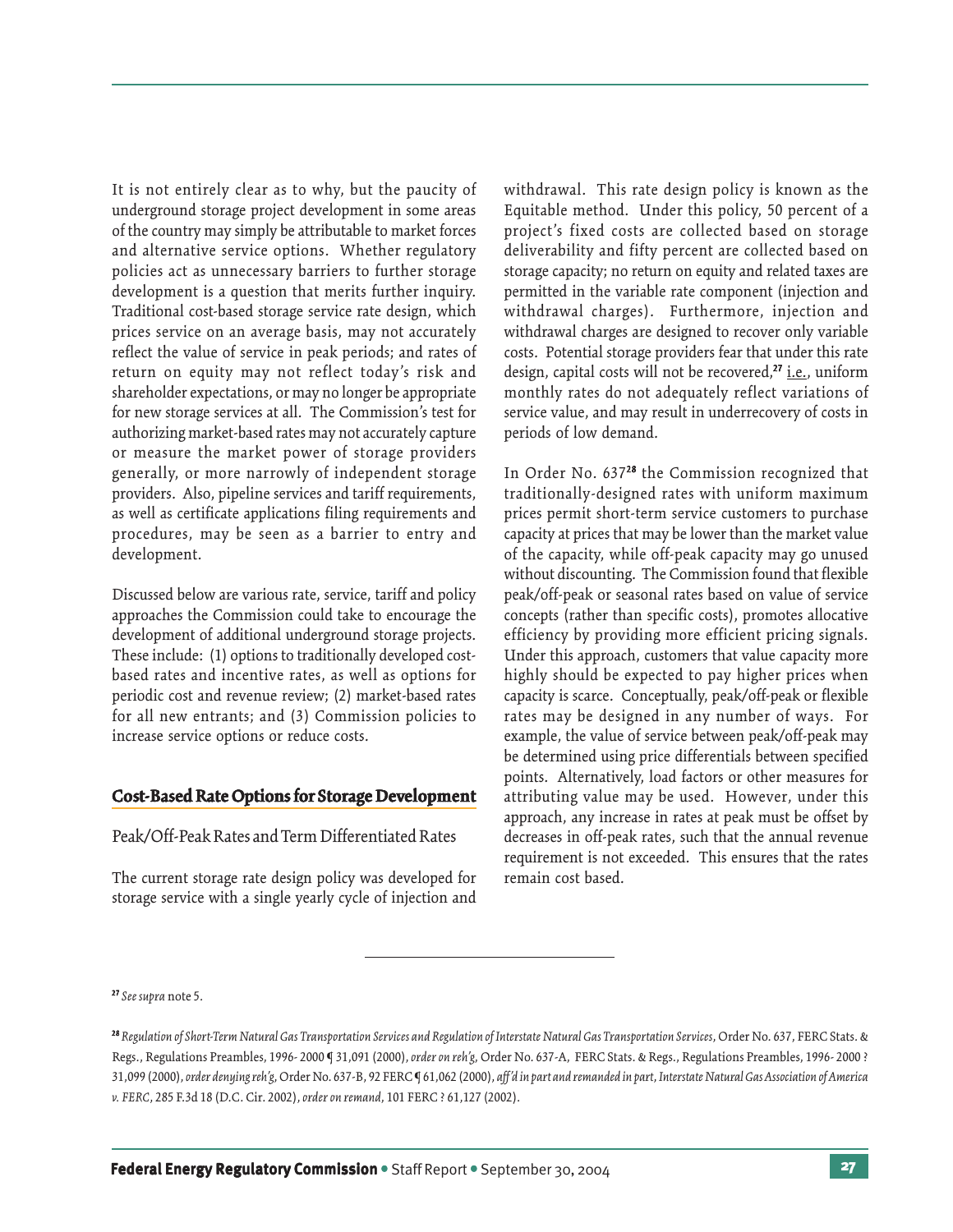It is not entirely clear as to why, but the paucity of underground storage project development in some areas of the country may simply be attributable to market forces and alternative service options. Whether regulatory policies act as unnecessary barriers to further storage development is a question that merits further inquiry. Traditional cost-based storage service rate design, which prices service on an average basis, may not accurately reflect the value of service in peak periods; and rates of return on equity may not reflect today's risk and shareholder expectations, or may no longer be appropriate for new storage services at all. The Commission's test for authorizing market-based rates may not accurately capture or measure the market power of storage providers generally, or more narrowly of independent storage providers. Also, pipeline services and tariff requirements, as well as certificate applications filing requirements and procedures, may be seen as a barrier to entry and development.

Discussed below are various rate, service, tariff and policy approaches the Commission could take to encourage the development of additional underground storage projects. These include: (1) options to traditionally developed cost-based rates and incentive review, as well as options for periodic cost and revenue review; (2) market-based rates for all new entrants; and (3) Commission policies to increase service options or reduce costs.

## Cost-Based Rate Options for Storage Development

### Peak/Off-Peak Rates and Term Differentiated Rates

The current storage rate design policy was developed for storage service with a single yearly cycle of injection and withdrawal. This rate design policy is known as the Equitable method. Under this policy, 50 percent of a project's fixed costs are collected based on storage deliverability and fifty percent are collected based on storage capacity; no return on equity and related taxes are permitted in the variable rate component (injection and withdrawal charges). Furthermore, injection and withdrawal charges are designed to recover only variable costs. Potential storage providers fear that under this rate design, capital costs will not be recovered,[27] i.e., uniform monthly rates do not adequately reflect variations of service value, and may result in underrecovery of costs in periods of low demand.

In Order No. 637[28] the Commission recognized that traditionally-designed rates with uniform maximum prices permit short-term service customers to purchase capacity at prices that may be lower than the market value of the capacity, while off-peak capacity may go unused without discounting. The Commission found that flexible peak/off-peak or seasonal rates based on value of service concepts (rather than specific costs), promotes allocative efficiency by providing more efficient pricing signals. Under this approach, customers that value capacity more highly should be expected to pay higher prices when capacity is scarce. Conceptually, peak/off-peak or flexible rates may be designed in any number of ways. For example, the value of service between peak/off-peak may be determined using price differentials between specified points. Alternatively, load factors or other measures for attributing value may be used. However, under this approach, any increase in rates at peak must be offset by decreases in off-peak rates, such that the annual revenue requirement is not exceeded. This ensures that the rates remain cost based.

---

[27] *See supra* note 5.

[28] *Regulation of Short-Term Natural Gas Transportation Services and Regulation of Interstate Natural Gas Transportation Services*, Order No. 637, FERC Stats. & Regs., Regulations Preambles, 1996- 2000 ¶ 31,091 (2000), *order on reh'g*, Order No. 637-A, FERC Stats. & Regs., Regulations Preambles, 1996- 2000 ? 31,099 (2000), *order denying reh'g*, Order No. 637-B, 92 FERC ¶ 61,062 (2000), *aff'd in part and remanded in part*, *Interstate Natural Gas Association of America v. FERC*, 285 F.3d 18 (D.C. Cir. 2002), *order on remand*, 101 FERC ? 61,127 (2002).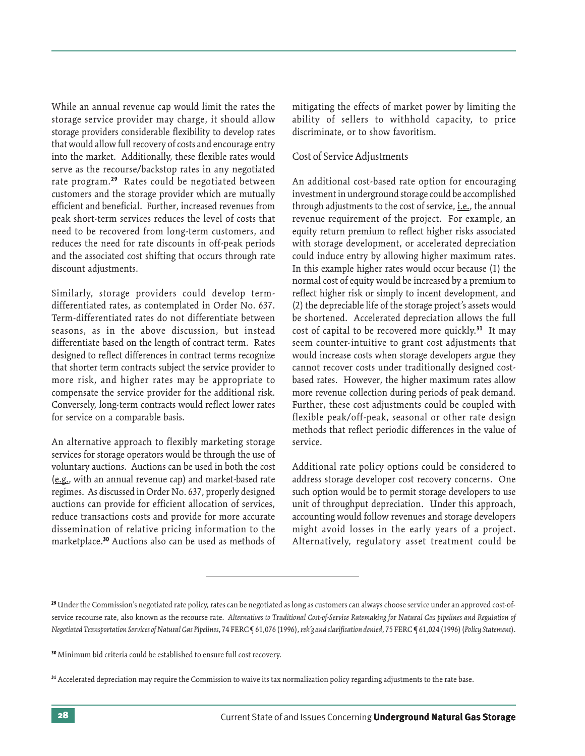While an annual revenue cap would limit the rates the storage service provider may charge, it should allow storage providers considerable flexibility to develop rates that would allow full recovery of costs and encourage entry into the market. Additionally, these flexible rates would serve as the recourse/backstop rates in any negotiated rate program.[29] Rates could be negotiated between customers and the storage provider which are mutually efficient and beneficial. Further, increased revenues from peak short-term services reduces the level of costs that need to be recovered from long-term customers, and reduces the need for rate discounts in off-peak periods and the associated cost shifting that occurs through rate discount adjustments.

Similarly, storage providers could develop term-differentiated rates, as contemplated in Order No. 637. Term-differentiated rates do not differentiate between seasons, as in the above discussion, but instead differentiate based on the length of contract term. Rates designed to reflect differences in contract terms recognize that shorter term contracts subject the service provider to more risk, and higher rates may be appropriate to compensate the service provider for the additional risk. Conversely, long-term contracts would reflect lower rates for service on a comparable basis.

An alternative approach to flexibly marketing storage services for storage operators would be through the use of voluntary auctions. Auctions can be used in both the cost (e.g., with an annual revenue cap) and market-based rate regimes. As discussed in Order No. 637, properly designed auctions can provide for efficient allocation of services, reduce transactions costs and provide for more accurate dissemination of relative pricing information to the marketplace.[30] Auctions also can be used as methods of mitigating the effects of market power by limiting the ability of sellers to withhold capacity, to price discriminate, or to show favoritism.

### Cost of Service Adjustments

An additional cost-based rate option for encouraging investment in underground storage could be accomplished through adjustments to the cost of service, i.e., the annual revenue requirement of the project. For example, an equity return premium to reflect higher risks associated with storage development, or accelerated depreciation could induce entry by allowing higher maximum rates. In this example higher rates would occur because (1) the normal cost of equity would be increased by a premium to reflect higher risk or simply to incent development, and (2) the depreciable life of the storage project's assets would be shortened. Accelerated depreciation allows the full cost of capital to be recovered more quickly.[31] It may seem counter-intuitive to grant cost adjustments that would increase costs when storage developers argue they cannot recover costs under traditionally designed cost-based rates. However, the higher maximum rates allow more revenue collection during periods of peak demand. Further, these cost adjustments could be coupled with flexible peak/off-peak, seasonal or other rate design methods that reflect periodic differences in the value of service.

Additional rate policy options could be considered to address storage developer cost recovery concerns. One such option would be to permit storage developers to use unit of throughput depreciation. Under this approach, accounting would follow revenues and storage developers might avoid losses in the early years of a project. Alternatively, regulatory asset treatment could be

---

[29] Under the Commission's negotiated rate policy, rates can be negotiated as long as customers can always choose service under an approved cost-of-service recourse rate, also known as the recourse rate. *Alternatives to Traditional Cost-of-Service Ratemaking for Natural Gas pipelines and Regulation of Negotiated Transportation Services of Natural Gas Pipelines*, 74 FERC ¶ 61,076 (1996), *reh'g and clarification denied*, 75 FERC ¶ 61,024 (1996) (*Policy Statement*).

[30] Minimum bid criteria could be established to ensure full cost recovery.

[31] Accelerated depreciation may require the Commission to waive its tax normalization policy regarding adjustments to the rate base.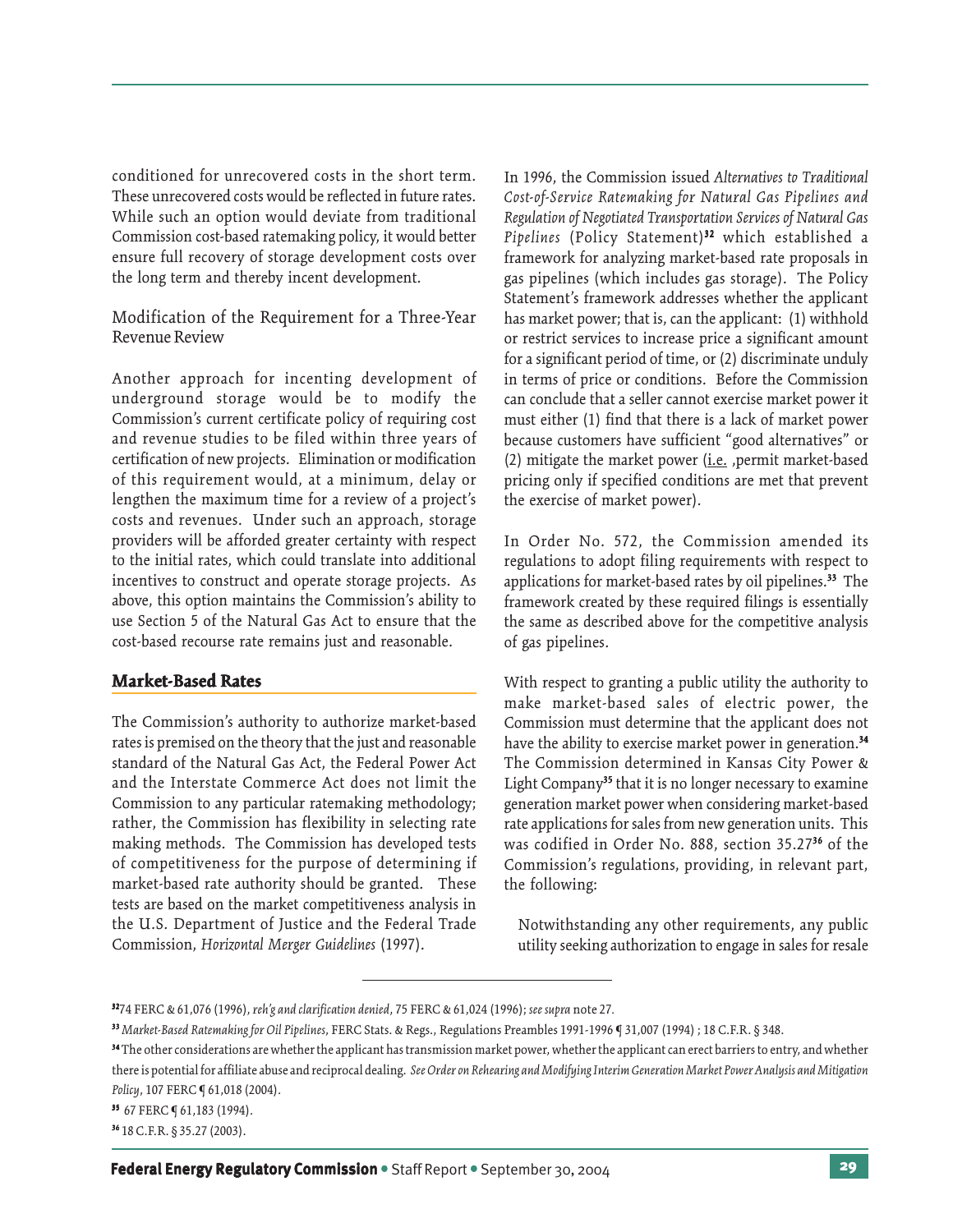conditioned for unrecovered costs in the short term. These unrecovered costs would be reflected in future rates. While such an option would deviate from traditional Commission cost-based ratemaking policy, it would better ensure full recovery of storage development costs over the long term and thereby incent development.

### Modification of the Requirement for a Three-Year Revenue Review

Another approach for incenting development of underground storage would be to modify the Commission's current certificate policy of requiring cost and revenue studies to be filed within three years of certification of new projects. Elimination or modification of this requirement would, at a minimum, delay or lengthen the maximum time for a review of a project's costs and revenues. Under such an approach, storage providers will be afforded greater certainty with respect to the initial rates, which could translate into additional incentives to construct and operate storage projects. As above, this option maintains the Commission's ability to use Section 5 of the Natural Gas Act to ensure that the cost-based recourse rate remains just and reasonable.

## Market-Based Rates

The Commission's authority to authorize market-based rates is premised on the theory that the just and reasonable standard of the Natural Gas Act, the Federal Power Act and the Interstate Commerce Act does not limit the Commission to any particular ratemaking methodology; rather, the Commission has flexibility in selecting rate making methods. The Commission has developed tests of competitiveness for the purpose of determining if market-based rate authority should be granted. These tests are based on the market competitiveness analysis in the U.S. Department of Justice and the Federal Trade Commission, *Horizontal Merger Guidelines* (1997).

In 1996, the Commission issued *Alternatives to Traditional Cost-of-Service Ratemaking for Natural Gas Pipelines and Regulation of Negotiated Transportation Services of Natural Gas Pipelines* (Policy Statement)[32] which established a framework for analyzing market-based rate proposals in gas pipelines (which includes gas storage). The Policy Statement's framework addresses whether the applicant has market power; that is, can the applicant: (1) withhold or restrict services to increase price a significant amount for a significant period of time, or (2) discriminate unduly in terms of price or conditions. Before the Commission can conclude that a seller cannot exercise market power it must either (1) find that there is a lack of market power because customers have sufficient "good alternatives" or (2) mitigate the market power (i.e. ,permit market-based pricing only if specified conditions are met that prevent the exercise of market power).

In Order No. 572, the Commission amended its regulations to adopt filing requirements with respect to applications for market-based rates by oil pipelines.[33] The framework created by these required filings is essentially the same as described above for the competitive analysis of gas pipelines.

With respect to granting a public utility the authority to make market-based sales of electric power, the Commission must determine that the applicant does not have the ability to exercise market power in generation.[34] The Commission determined in Kansas City Power & Light Company[35] that it is no longer necessary to examine generation market power when considering market-based rate applications for sales from new generation units. This was codified in Order No. 888, section 35.27[36] of the Commission's regulations, providing, in relevant part, the following:

> Notwithstanding any other requirements, any public utility seeking authorization to engage in sales for resale

---

[32] 74 FERC & 61,076 (1996), *reh'g and clarification denied*, 75 FERC & 61,024 (1996); *see supra* note 27.

[33] *Market-Based Ratemaking for Oil Pipelines*, FERC Stats. & Regs., Regulations Preambles 1991-1996 ¶ 31,007 (1994) ; 18 C.F.R. § 348.

[34] The other considerations are whether the applicant has transmission market power, whether the applicant can erect barriers to entry, and whether there is potential for affiliate abuse and reciprocal dealing. *See Order on Rehearing and Modifying Interim Generation Market Power Analysis and Mitigation Policy*, 107 FERC ¶ 61,018 (2004).

[35] 67 FERC ¶ 61,183 (1994).

[36] 18 C.F.R. § 35.27 (2003).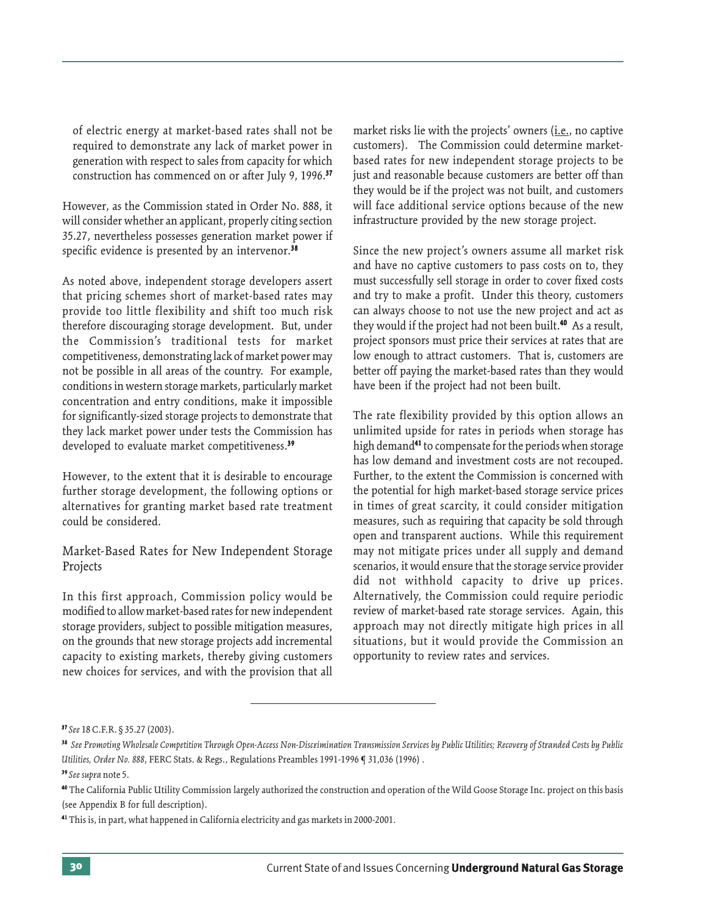of electric energy at market-based rates shall not be required to demonstrate any lack of market power in generation with respect to sales from capacity for which construction has commenced on or after July 9, 1996.[37]

However, as the Commission stated in Order No. 888, it will consider whether an applicant, properly citing section 35.27, nevertheless possesses generation market power if specific evidence is presented by an intervenor.[38]

As noted above, independent storage developers assert that pricing schemes short of market-based rates may provide too little flexibility and shift too much risk therefore discouraging storage development. But, under the Commission's traditional tests for market competitiveness, demonstrating lack of market power may not be possible in all areas of the country. For example, conditions in western storage markets, particularly market concentration and entry conditions, make it impossible for significantly-sized storage projects to demonstrate that they lack market power under tests the Commission has developed to evaluate market competitiveness.[39]

However, to the extent that it is desirable to encourage further storage development, the following options or alternatives for granting market based rate treatment could be considered.

### Market-Based Rates for New Independent Storage Projects

In this first approach, Commission policy would be modified to allow market-based rates for new independent storage providers, subject to possible mitigation measures, on the grounds that new storage projects add incremental capacity to existing markets, thereby giving customers new choices for services, and with the provision that all market risks lie with the projects' owners (i.e., no captive customers). The Commission could determine market-based rates for new independent storage projects to be just and reasonable because customers are better off than they would be if the project was not built, and customers will face additional service options because of the new infrastructure provided by the new storage project.

Since the new project's owners assume all market risk and have no captive customers to pass costs on to, they must successfully sell storage in order to cover fixed costs and try to make a profit. Under this theory, customers can always choose to not use the new project and act as they would if the project had not been built.[40] As a result, project sponsors must price their services at rates that are low enough to attract customers. That is, customers are better off paying the market-based rates than they would have been if the project had not been built.

The rate flexibility provided by this option allows an unlimited upside for rates in periods when storage has high demand[41] to compensate for the periods when storage has low demand and investment costs are not recouped. Further, to the extent the Commission is concerned with the potential for high market-based storage service prices in times of great scarcity, it could consider mitigation measures, such as requiring that capacity be sold through open and transparent auctions. While this requirement may not mitigate prices under all supply and demand scenarios, it would ensure that the storage service provider did not withhold capacity to drive up prices. Alternatively, the Commission could require periodic review of market-based rate storage services. Again, this approach may not directly mitigate high prices in all situations, but it would provide the Commission an opportunity to review rates and services.

---

[37] *See* 18 C.F.R. § 35.27 (2003).

[38] *See Promoting Wholesale Competition Through Open-Access Non-Discrimination Transmission Services by Public Utilities; Recovery of Stranded Costs by Public Utilities, Order No. 888*, FERC Stats. & Regs., Regulations Preambles 1991-1996 ¶ 31,036 (1996) .

[39] *See supra* note 5.

[40] The California Public Utility Commission largely authorized the construction and operation of the Wild Goose Storage Inc. project on this basis (see Appendix B for full description).

[41] This is, in part, what happened in California electricity and gas markets in 2000-2001.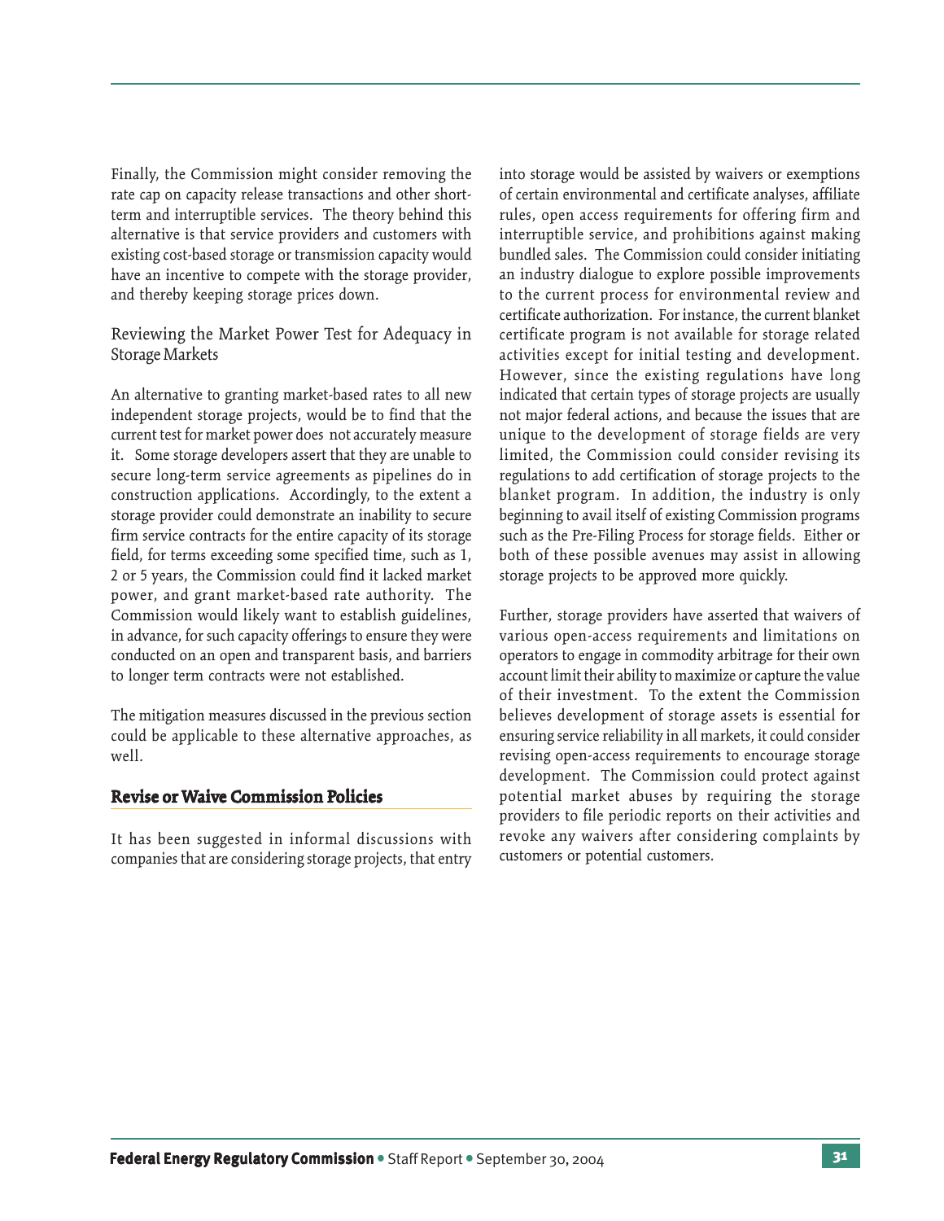Finally, the Commission might consider removing the rate cap on capacity release transactions and other short-term and interruptible services. The theory behind this alternative is that service providers and customers with existing cost-based storage or transmission capacity would have an incentive to compete with the storage provider, and thereby keeping storage prices down.

### Reviewing the Market Power Test for Adequacy in Storage Markets

An alternative to granting market-based rates to all new independent storage projects, would be to find that the current test for market power does not accurately measure it. Some storage developers assert that they are unable to secure long-term service agreements as pipelines do in construction applications. Accordingly, to the extent a storage provider could demonstrate an inability to secure firm service contracts for the entire capacity of its storage field, for terms exceeding some specified time, such as 1, 2 or 5 years, the Commission could find it lacked market power, and grant market-based rate authority. The Commission would likely want to establish guidelines, in advance, for such capacity offerings to ensure they were conducted on an open and transparent basis, and barriers to longer term contracts were not established.

The mitigation measures discussed in the previous section could be applicable to these alternative approaches, as well.

## Revise or Waive Commission Policies

It has been suggested in informal discussions with companies that are considering storage projects, that entry into storage would be assisted by waivers or exemptions of certain environmental and certificate analyses, affiliate rules, open access requirements for offering firm and interruptible service, and prohibitions against making bundled sales. The Commission could consider initiating an industry dialogue to explore possible improvements to the current process for environmental review and certificate authorization. For instance, the current blanket certificate program is not available for storage related activities except for initial testing and development. However, since the existing regulations have long indicated that certain types of storage projects are usually not major federal actions, and because the issues that are unique to the development of storage fields are very limited, the Commission could consider revising its regulations to add certification of storage projects to the blanket program. In addition, the industry is only beginning to avail itself of existing Commission programs such as the Pre-Filing Process for storage fields. Either or both of these possible avenues may assist in allowing storage projects to be approved more quickly.

Further, storage providers have asserted that waivers of various open-access requirements and limitations on operators to engage in commodity arbitrage for their own account limit their ability to maximize or capture the value of their investment. To the extent the Commission believes development of storage assets is essential for ensuring service reliability in all markets, it could consider revising open-access requirements to encourage storage development. The Commission could protect against potential market abuses by requiring the storage providers to file periodic reports on their activities and revoke any waivers after considering complaints by customers or potential customers.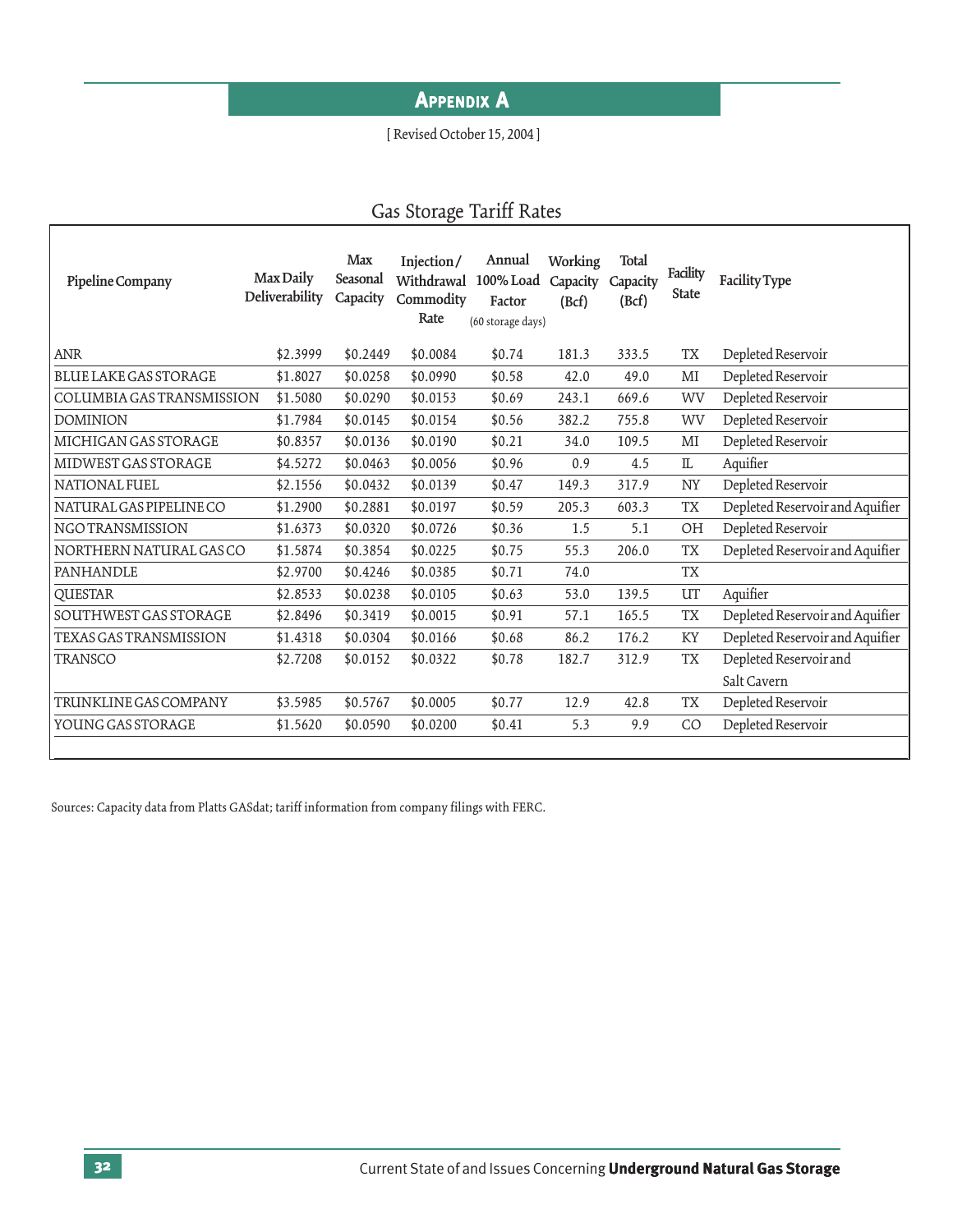# Appendix A

[ Revised October 15, 2004 ]

## Gas Storage Tariff Rates

| Pipeline Company | Max Daily Deliverability | Max Seasonal Capacity | Injection/ Withdrawal Commodity Rate | Annual 100% Load Factor (60 storage days) | Working Capacity (Bcf) | Total Capacity (Bcf) | Facility State | Facility Type |
|---|---|---|---|---|---|---|---|---|
| ANR | $2.3999 | $0.2449 | $0.0084 | $0.74 | 181.3 | 333.5 | TX | Depleted Reservoir |
| BLUE LAKE GAS STORAGE | $1.8027 | $0.0258 | $0.0990 | $0.58 | 42.0 | 49.0 | MI | Depleted Reservoir |
| COLUMBIA GAS TRANSMISSION | $1.5080 | $0.0290 | $0.0153 | $0.69 | 243.1 | 669.6 | WV | Depleted Reservoir |
| DOMINION | $1.7984 | $0.0145 | $0.0154 | $0.56 | 382.2 | 755.8 | WV | Depleted Reservoir |
| MICHIGAN GAS STORAGE | $0.8357 | $0.0136 | $0.0190 | $0.21 | 34.0 | 109.5 | MI | Depleted Reservoir |
| MIDWEST GAS STORAGE | $4.5272 | $0.0463 | $0.0056 | $0.96 | 0.9 | 4.5 | IL | Aquifier |
| NATIONAL FUEL | $2.1556 | $0.0432 | $0.0139 | $0.47 | 149.3 | 317.9 | NY | Depleted Reservoir |
| NATURAL GAS PIPELINE CO | $1.2900 | $0.2881 | $0.0197 | $0.59 | 205.3 | 603.3 | TX | Depleted Reservoir and Aquifier |
| NGO TRANSMISSION | $1.6373 | $0.0320 | $0.0726 | $0.36 | 1.5 | 5.1 | OH | Depleted Reservoir |
| NORTHERN NATURAL GAS CO | $1.5874 | $0.3854 | $0.0225 | $0.75 | 55.3 | 206.0 | TX | Depleted Reservoir and Aquifier |
| PANHANDLE | $2.9700 | $0.4246 | $0.0385 | $0.71 | 74.0 | | TX | |
| QUESTAR | $2.8533 | $0.0238 | $0.0105 | $0.63 | 53.0 | 139.5 | UT | Aquifier |
| SOUTHWEST GAS STORAGE | $2.8496 | $0.3419 | $0.0015 | $0.91 | 57.1 | 165.5 | TX | Depleted Reservoir and Aquifier |
| TEXAS GAS TRANSMISSION | $1.4318 | $0.0304 | $0.0166 | $0.68 | 86.2 | 176.2 | KY | Depleted Reservoir and Aquifier |
| TRANSCO | $2.7208 | $0.0152 | $0.0322 | $0.78 | 182.7 | 312.9 | TX | Depleted Reservoir and Salt Cavern |
| TRUNKLINE GAS COMPANY | $3.5985 | $0.5767 | $0.0005 | $0.77 | 12.9 | 42.8 | TX | Depleted Reservoir |
| YOUNG GAS STORAGE | $1.5620 | $0.0590 | $0.0200 | $0.41 | 5.3 | 9.9 | CO | Depleted Reservoir |

Sources: Capacity data from Platts GASdat; tariff information from company filings with FERC.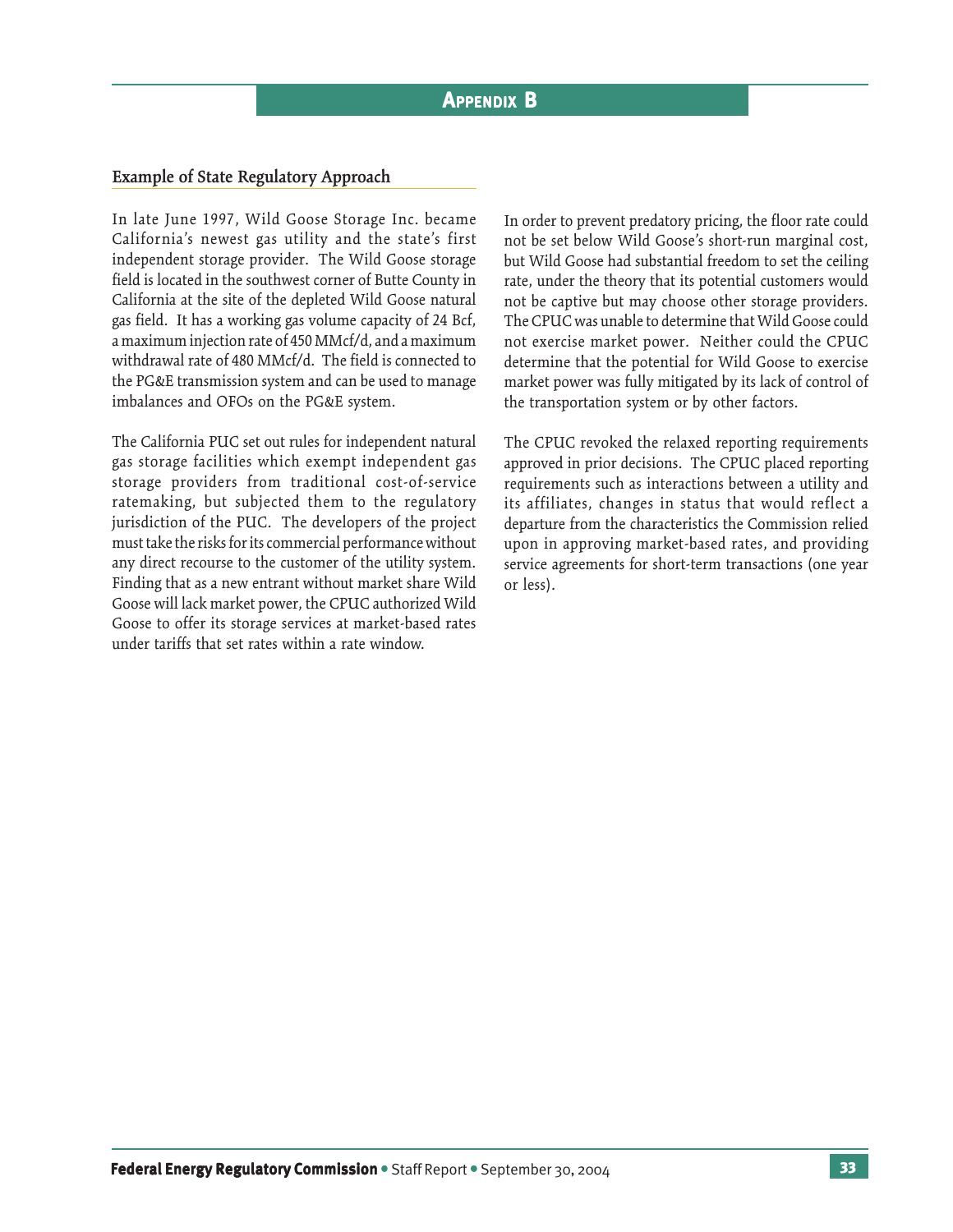# Appendix B

## Example of State Regulatory Approach

In late June 1997, Wild Goose Storage Inc. became California's newest gas utility and the state's first independent storage provider. The Wild Goose storage field is located in the southwest corner of Butte County in California at the site of the depleted Wild Goose natural gas field. It has a working gas volume capacity of 24 Bcf, a maximum injection rate of 450 MMcf/d, and a maximum withdrawal rate of 480 MMcf/d. The field is connected to the PG&E transmission system and can be used to manage imbalances and OFOs on the PG&E system.

The California PUC set out rules for independent natural gas storage facilities which exempt independent gas storage providers from traditional cost-of-service ratemaking, but subjected them to the regulatory jurisdiction of the PUC. The developers of the project must take the risks for its commercial performance without any direct recourse to the customer of the utility system. Finding that as a new entrant without market share Wild Goose will lack market power, the CPUC authorized Wild Goose to offer its storage services at market-based rates under tariffs that set rates within a rate window.

In order to prevent predatory pricing, the floor rate could not be set below Wild Goose's short-run marginal cost, but Wild Goose had substantial freedom to set the ceiling rate, under the theory that its potential customers would not be captive but may choose other storage providers. The CPUC was unable to determine that Wild Goose could not exercise market power. Neither could the CPUC determine that the potential for Wild Goose to exercise market power was fully mitigated by its lack of control of the transportation system or by other factors.

The CPUC revoked the relaxed reporting requirements approved in prior decisions. The CPUC placed reporting requirements such as interactions between a utility and its affiliates, changes in status that would reflect a departure from the characteristics the Commission relied upon in approving market-based rates, and providing service agreements for short-term transactions (one year or less).